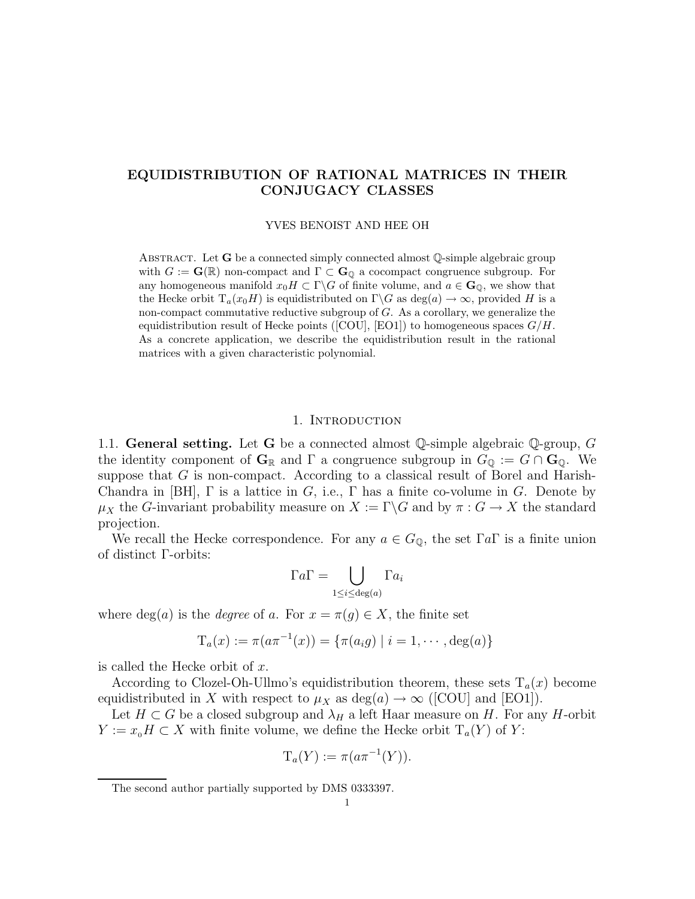# EQUIDISTRIBUTION OF RATIONAL MATRICES IN THEIR CONJUGACY CLASSES

YVES BENOIST AND HEE OH

Abstract. Let $\mathbf{G}$ be a connected simply connected almost $\mathbb{Q}$-simple algebraic group with $G := \mathbf{G}(\mathbb{R})$ non-compact and $\Gamma \subset \mathbf{G}_{\mathbb{Q}}$ a cocompact congruence subgroup. For any homogeneous manifold $x_0 H \subset \Gamma\backslash G$ of finite volume, and $a \in \mathbf{G}_{\mathbb{Q}}$, we show that the Hecke orbit $\mathrm{T}_a(x_0 H)$ is equidistributed on $\Gamma\backslash G$ as $\deg(a) \to \infty$, provided $H$ is a non-compact commutative reductive subgroup of $G$. As a corollary, we generalize the equidistribution result of Hecke points ([COU], [EO1]) to homogeneous spaces $G/H$. As a concrete application, we describe the equidistribution result in the rational matrices with a given characteristic polynomial.

## 1. Introduction

**1.1. General setting.** Let $\mathbf{G}$ be a connected almost $\mathbb{Q}$-simple algebraic $\mathbb{Q}$-group, $G$ the identity component of $\mathbf{G}_{\mathbb{R}}$ and $\Gamma$ a congruence subgroup in $G_{\mathbb{Q}} := G \cap \mathbf{G}_{\mathbb{Q}}$. We suppose that $G$ is non-compact. According to a classical result of Borel and Harish-Chandra in [BH], $\Gamma$ is a lattice in $G$, i.e., $\Gamma$ has a finite co-volume in $G$. Denote by $\mu_X$ the $G$-invariant probability measure on $X := \Gamma\backslash G$ and by $\pi : G \to X$ the standard projection.

We recall the Hecke correspondence. For any $a \in G_{\mathbb{Q}}$, the set $\Gamma a \Gamma$ is a finite union of distinct $\Gamma$-orbits:

$$\Gamma a \Gamma = \bigcup_{1 \le i \le \deg(a)} \Gamma a_i$$

where $\deg(a)$ is the *degree* of $a$. For $x = \pi(g) \in X$, the finite set

$$\mathrm{T}_a(x) := \pi(a\pi^{-1}(x)) = \{\pi(a_i g) \mid i = 1, \cdots, \deg(a)\}$$

is called the Hecke orbit of $x$.

According to Clozel-Oh-Ullmo's equidistribution theorem, these sets $\mathrm{T}_a(x)$ become equidistributed in $X$ with respect to $\mu_X$ as $\deg(a) \to \infty$ ([COU] and [EO1]).

Let $H \subset G$ be a closed subgroup and $\lambda_H$ a left Haar measure on $H$. For any $H$-orbit $Y := x_0 H \subset X$ with finite volume, we define the Hecke orbit $\mathrm{T}_a(Y)$ of $Y$:

$$\mathrm{T}_a(Y) := \pi(a\pi^{-1}(Y)).$$

The second author partially supported by DMS 0333397.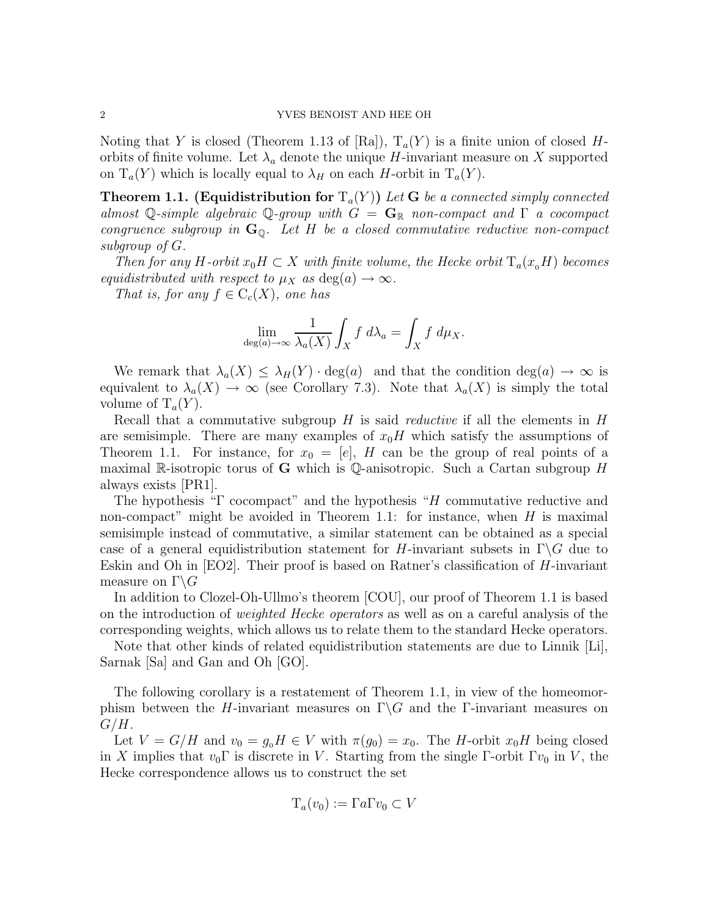Noting that $Y$ is closed (Theorem 1.13 of [Ra]), $\mathrm{T}_a(Y)$ is a finite union of closed $H$-orbits of finite volume. Let $\lambda_a$ denote the unique $H$-invariant measure on $X$ supported on $\mathrm{T}_a(Y)$ which is locally equal to $\lambda_H$ on each $H$-orbit in $\mathrm{T}_a(Y)$.

**Theorem 1.1. (Equidistribution for $\mathrm{T}_a(Y)$)** *Let $\mathbf{G}$ be a connected simply connected almost $\mathbb{Q}$-simple algebraic $\mathbb{Q}$-group with $G = \mathbf{G}_{\mathbb{R}}$ non-compact and $\Gamma$ a cocompact congruence subgroup in $\mathbf{G}_{\mathbb{Q}}$. Let $H$ be a closed commutative reductive non-compact subgroup of $G$.*

*Then for any $H$-orbit $x_0H \subset X$ with finite volume, the Hecke orbit $\mathrm{T}_a(x_0H)$ becomes equidistributed with respect to $\mu_X$ as $\deg(a) \to \infty$.*

*That is, for any $f \in \mathrm{C}_c(X)$, one has*

$$\lim_{\deg(a)\to\infty} \frac{1}{\lambda_a(X)} \int_X f \, d\lambda_a = \int_X f \, d\mu_X.$$

We remark that $\lambda_a(X) \leq \lambda_H(Y) \cdot \deg(a)$ and that the condition $\deg(a) \to \infty$ is equivalent to $\lambda_a(X) \to \infty$ (see Corollary 7.3). Note that $\lambda_a(X)$ is simply the total volume of $\mathrm{T}_a(Y)$.

Recall that a commutative subgroup $H$ is said *reductive* if all the elements in $H$ are semisimple. There are many examples of $x_0H$ which satisfy the assumptions of Theorem 1.1. For instance, for $x_0 = [e]$, $H$ can be the group of real points of a maximal $\mathbb{R}$-isotropic torus of $\mathbf{G}$ which is $\mathbb{Q}$-anisotropic. Such a Cartan subgroup $H$ always exists [PR1].

The hypothesis "$\Gamma$ cocompact" and the hypothesis "$H$ commutative reductive and non-compact" might be avoided in Theorem 1.1: for instance, when $H$ is maximal semisimple instead of commutative, a similar statement can be obtained as a special case of a general equidistribution statement for $H$-invariant subsets in $\Gamma\backslash G$ due to Eskin and Oh in [EO2]. Their proof is based on Ratner's classification of $H$-invariant measure on $\Gamma\backslash G$

In addition to Clozel-Oh-Ullmo's theorem [COU], our proof of Theorem 1.1 is based on the introduction of *weighted Hecke operators* as well as on a careful analysis of the corresponding weights, which allows us to relate them to the standard Hecke operators.

Note that other kinds of related equidistribution statements are due to Linnik [Li], Sarnak [Sa] and Gan and Oh [GO].

The following corollary is a restatement of Theorem 1.1, in view of the homeomorphism between the $H$-invariant measures on $\Gamma\backslash G$ and the $\Gamma$-invariant measures on $G/H$.

Let $V = G/H$ and $v_0 = g_0H \in V$ with $\pi(g_0) = x_0$. The $H$-orbit $x_0H$ being closed in $X$ implies that $v_0\Gamma$ is discrete in $V$. Starting from the single $\Gamma$-orbit $\Gamma v_0$ in $V$, the Hecke correspondence allows us to construct the set

$$\mathrm{T}_a(v_0) := \Gamma a \Gamma v_0 \subset V$$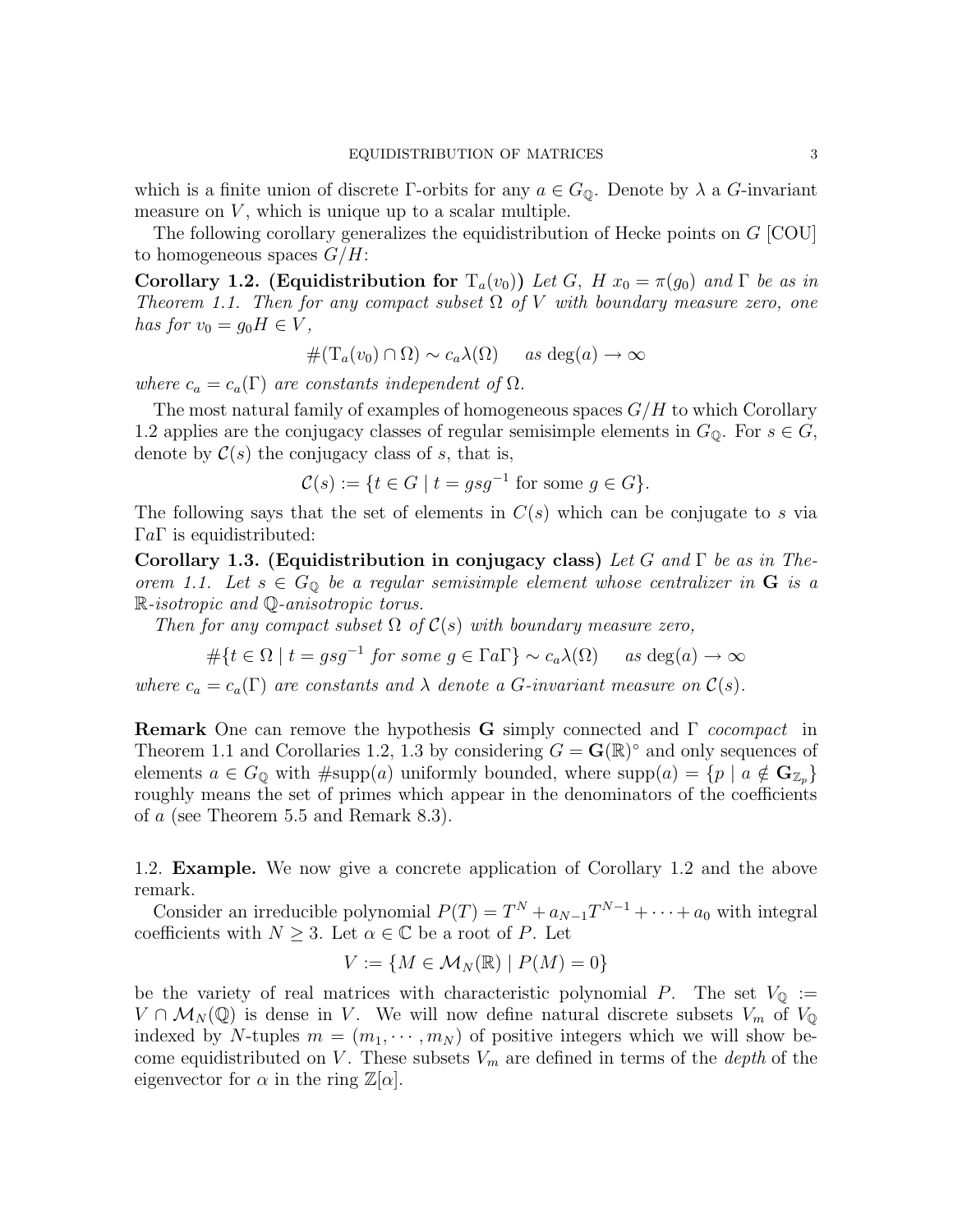which is a finite union of discrete $\Gamma$-orbits for any $a \in G_{\mathbb{Q}}$. Denote by $\lambda$ a $G$-invariant measure on $V$, which is unique up to a scalar multiple.

The following corollary generalizes the equidistribution of Hecke points on $G$ [COU] to homogeneous spaces $G/H$:

**Corollary 1.2. (Equidistribution for $\mathrm{T}_a(v_0)$)** *Let $G$, $H$ $x_0 = \pi(g_0)$ and $\Gamma$ be as in Theorem 1.1. Then for any compact subset $\Omega$ of $V$ with boundary measure zero, one has for $v_0 = g_0 H \in V$,*

$$\#(\mathrm{T}_a(v_0) \cap \Omega) \sim c_a \lambda(\Omega) \quad \text{ as } \deg(a) \to \infty$$

*where $c_a = c_a(\Gamma)$ are constants independent of $\Omega$.*

The most natural family of examples of homogeneous spaces $G/H$ to which Corollary 1.2 applies are the conjugacy classes of regular semisimple elements in $G_{\mathbb{Q}}$. For $s \in G$, denote by $\mathcal{C}(s)$ the conjugacy class of $s$, that is,

$$\mathcal{C}(s) := \{t \in G \mid t = gsg^{-1} \text{ for some } g \in G\}.$$

The following says that the set of elements in $C(s)$ which can be conjugate to $s$ via $\Gamma a \Gamma$ is equidistributed:

**Corollary 1.3. (Equidistribution in conjugacy class)** *Let $G$ and $\Gamma$ be as in Theorem 1.1. Let $s \in G_{\mathbb{Q}}$ be a regular semisimple element whose centralizer in $\mathbf{G}$ is a $\mathbb{R}$-isotropic and $\mathbb{Q}$-anisotropic torus.*

*Then for any compact subset $\Omega$ of $\mathcal{C}(s)$ with boundary measure zero,*

$$\#\{t \in \Omega \mid t = gsg^{-1} \text{ for some } g \in \Gamma a \Gamma\} \sim c_a \lambda(\Omega) \quad \text{ as } \deg(a) \to \infty$$

*where $c_a = c_a(\Gamma)$ are constants and $\lambda$ denote a $G$-invariant measure on $\mathcal{C}(s)$.*

**Remark** One can remove the hypothesis $\mathbf{G}$ simply connected and $\Gamma$ *cocompact* in Theorem 1.1 and Corollaries 1.2, 1.3 by considering $G = \mathbf{G}(\mathbb{R})^{\circ}$ and only sequences of elements $a \in G_{\mathbb{Q}}$ with $\#\mathrm{supp}(a)$ uniformly bounded, where $\mathrm{supp}(a) = \{p \mid a \notin \mathbf{G}_{\mathbb{Z}_p}\}$ roughly means the set of primes which appear in the denominators of the coefficients of $a$ (see Theorem 5.5 and Remark 8.3).

## 1.2. Example.

We now give a concrete application of Corollary 1.2 and the above remark.

Consider an irreducible polynomial $P(T) = T^N + a_{N-1}T^{N-1} + \cdots + a_0$ with integral coefficients with $N \geq 3$. Let $\alpha \in \mathbb{C}$ be a root of $P$. Let

$$V := \{M \in \mathcal{M}_N(\mathbb{R}) \mid P(M) = 0\}$$

be the variety of real matrices with characteristic polynomial $P$. The set $V_{\mathbb{Q}} := V \cap \mathcal{M}_N(\mathbb{Q})$ is dense in $V$. We will now define natural discrete subsets $V_m$ of $V_{\mathbb{Q}}$ indexed by $N$-tuples $m = (m_1, \cdots, m_N)$ of positive integers which we will show become equidistributed on $V$. These subsets $V_m$ are defined in terms of the *depth* of the eigenvector for $\alpha$ in the ring $\mathbb{Z}[\alpha]$.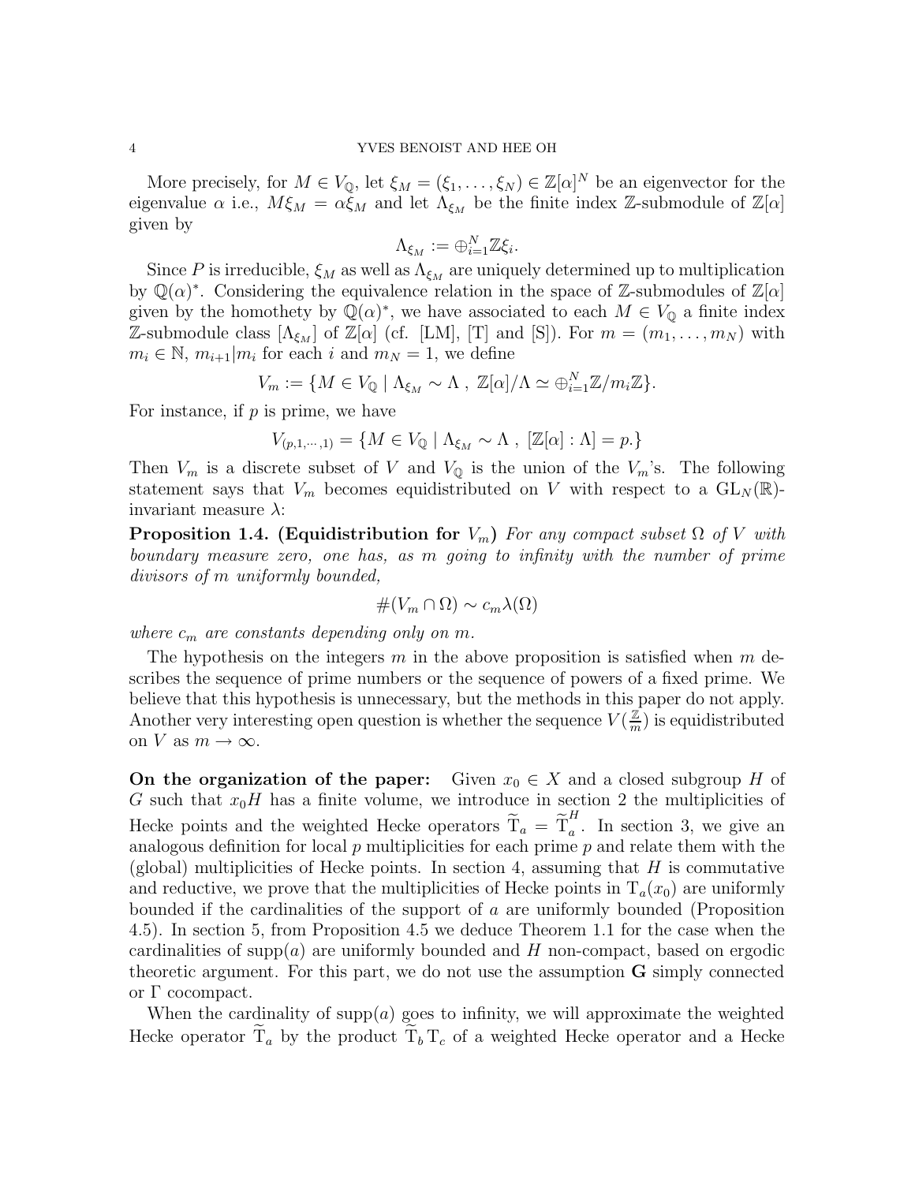More precisely, for $M \in V_{\mathbb{Q}}$, let $\xi_M = (\xi_1, \ldots, \xi_N) \in \mathbb{Z}[\alpha]^N$ be an eigenvector for the eigenvalue $\alpha$ i.e., $M\xi_M = \alpha\xi_M$ and let $\Lambda_{\xi_M}$ be the finite index $\mathbb{Z}$-submodule of $\mathbb{Z}[\alpha]$ given by

$$\Lambda_{\xi_M} := \oplus_{i=1}^N \mathbb{Z}\xi_i.$$

Since $P$ is irreducible, $\xi_M$ as well as $\Lambda_{\xi_M}$ are uniquely determined up to multiplication by $\mathbb{Q}(\alpha)^*$. Considering the equivalence relation in the space of $\mathbb{Z}$-submodules of $\mathbb{Z}[\alpha]$ given by the homothety by $\mathbb{Q}(\alpha)^*$, we have associated to each $M \in V_{\mathbb{Q}}$ a finite index $\mathbb{Z}$-submodule class $[\Lambda_{\xi_M}]$ of $\mathbb{Z}[\alpha]$ (cf. [LM], [T] and [S]). For $m = (m_1, \ldots, m_N)$ with $m_i \in \mathbb{N}$, $m_{i+1}|m_i$ for each $i$ and $m_N = 1$, we define

$$V_m := \{M \in V_{\mathbb{Q}} \mid \Lambda_{\xi_M} \sim \Lambda \ , \ \mathbb{Z}[\alpha]/\Lambda \simeq \oplus_{i=1}^N \mathbb{Z}/m_i\mathbb{Z}\}.$$

For instance, if $p$ is prime, we have

$$V_{(p,1,\cdots,1)} = \{M \in V_{\mathbb{Q}} \mid \Lambda_{\xi_M} \sim \Lambda \ , \ [\mathbb{Z}[\alpha] : \Lambda] = p.\}$$

Then $V_m$ is a discrete subset of $V$ and $V_{\mathbb{Q}}$ is the union of the $V_m$'s. The following statement says that $V_m$ becomes equidistributed on $V$ with respect to a $\mathrm{GL}_N(\mathbb{R})$-invariant measure $\lambda$:

**Proposition 1.4. (Equidistribution for $V_m$)** *For any compact subset $\Omega$ of $V$ with boundary measure zero, one has, as $m$ going to infinity with the number of prime divisors of $m$ uniformly bounded,*

$$\#(V_m \cap \Omega) \sim c_m \lambda(\Omega)$$

*where $c_m$ are constants depending only on $m$.*

The hypothesis on the integers $m$ in the above proposition is satisfied when $m$ describes the sequence of prime numbers or the sequence of powers of a fixed prime. We believe that this hypothesis is unnecessary, but the methods in this paper do not apply. Another very interesting open question is whether the sequence $V(\frac{\mathbb{Z}}{m})$ is equidistributed on $V$ as $m \to \infty$.

**On the organization of the paper:** Given $x_0 \in X$ and a closed subgroup $H$ of $G$ such that $x_0 H$ has a finite volume, we introduce in section 2 the multiplicities of Hecke points and the weighted Hecke operators $\widetilde{\mathrm{T}}_a = \widetilde{\mathrm{T}}_a^H$. In section 3, we give an analogous definition for local $p$ multiplicities for each prime $p$ and relate them with the (global) multiplicities of Hecke points. In section 4, assuming that $H$ is commutative and reductive, we prove that the multiplicities of Hecke points in $\mathrm{T}_a(x_0)$ are uniformly bounded if the cardinalities of the support of $a$ are uniformly bounded (Proposition 4.5). In section 5, from Proposition 4.5 we deduce Theorem 1.1 for the case when the cardinalities of $\mathrm{supp}(a)$ are uniformly bounded and $H$ non-compact, based on ergodic theoretic argument. For this part, we do not use the assumption $\mathbf{G}$ simply connected or $\Gamma$ cocompact.

When the cardinality of $\mathrm{supp}(a)$ goes to infinity, we will approximate the weighted Hecke operator $\widetilde{\mathrm{T}}_a$ by the product $\widetilde{\mathrm{T}}_b \, \mathrm{T}_c$ of a weighted Hecke operator and a Hecke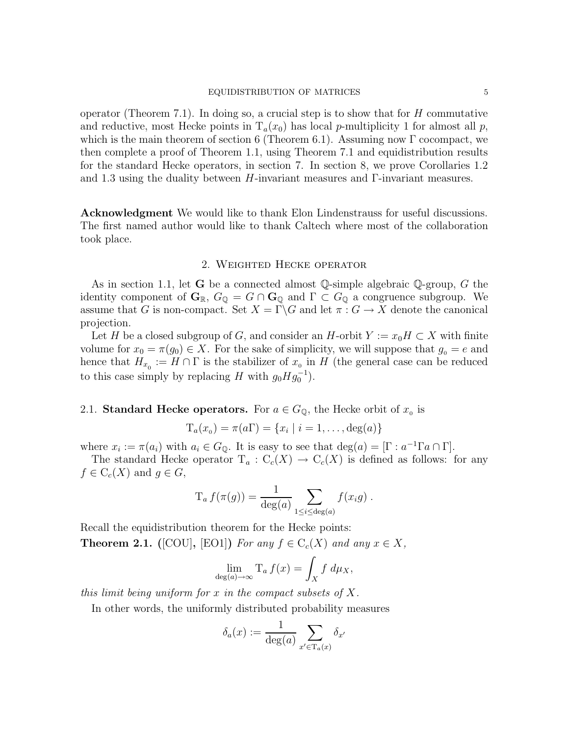operator (Theorem 7.1). In doing so, a crucial step is to show that for $H$ commutative and reductive, most Hecke points in $\mathrm{T}_a(x_0)$ has local $p$-multiplicity 1 for almost all $p$, which is the main theorem of section 6 (Theorem 6.1). Assuming now $\Gamma$ cocompact, we then complete a proof of Theorem 1.1, using Theorem 7.1 and equidistribution results for the standard Hecke operators, in section 7. In section 8, we prove Corollaries 1.2 and 1.3 using the duality between $H$-invariant measures and $\Gamma$-invariant measures.

**Acknowledgment** We would like to thank Elon Lindenstrauss for useful discussions. The first named author would like to thank Caltech where most of the collaboration took place.

## 2. Weighted Hecke operator

As in section 1.1, let $\mathbf{G}$ be a connected almost $\mathbb{Q}$-simple algebraic $\mathbb{Q}$-group, $G$ the identity component of $\mathbf{G}_{\mathbb{R}}$, $G_{\mathbb{Q}} = G \cap \mathbf{G}_{\mathbb{Q}}$ and $\Gamma \subset G_{\mathbb{Q}}$ a congruence subgroup. We assume that $G$ is non-compact. Set $X = \Gamma \backslash G$ and let $\pi : G \to X$ denote the canonical projection.

Let $H$ be a closed subgroup of $G$, and consider an $H$-orbit $Y := x_0 H \subset X$ with finite volume for $x_0 = \pi(g_0) \in X$. For the sake of simplicity, we will suppose that $g_0 = e$ and hence that $H_{x_0} := H \cap \Gamma$ is the stabilizer of $x_0$ in $H$ (the general case can be reduced to this case simply by replacing $H$ with $g_0 H g_0^{-1}$).

### 2.1. Standard Hecke operators.

For $a \in G_{\mathbb{Q}}$, the Hecke orbit of $x_0$ is

$$\mathrm{T}_a(x_0) = \pi(a\Gamma) = \{x_i \mid i = 1, \ldots, \deg(a)\}$$

where $x_i := \pi(a_i)$ with $a_i \in G_{\mathbb{Q}}$. It is easy to see that $\deg(a) = [\Gamma : a^{-1}\Gamma a \cap \Gamma]$.

The standard Hecke operator $\mathrm{T}_a : \mathrm{C}_c(X) \to \mathrm{C}_c(X)$ is defined as follows: for any $f \in \mathrm{C}_c(X)$ and $g \in G$,

$$\mathrm{T}_a f(\pi(g)) = \frac{1}{\deg(a)} \sum_{1 \le i \le \deg(a)} f(x_i g) \ .$$

Recall the equidistribution theorem for the Hecke points:

**Theorem 2.1.** ([COU], [EO1]) *For any $f \in \mathrm{C}_c(X)$ and any $x \in X$,*

$$\lim_{\deg(a) \to \infty} \mathrm{T}_a f(x) = \int_X f \, d\mu_X,$$

*this limit being uniform for $x$ in the compact subsets of $X$.*

In other words, the uniformly distributed probability measures

$$\delta_a(x) := \frac{1}{\deg(a)} \sum_{x' \in \mathrm{T}_a(x)} \delta_{x'}$$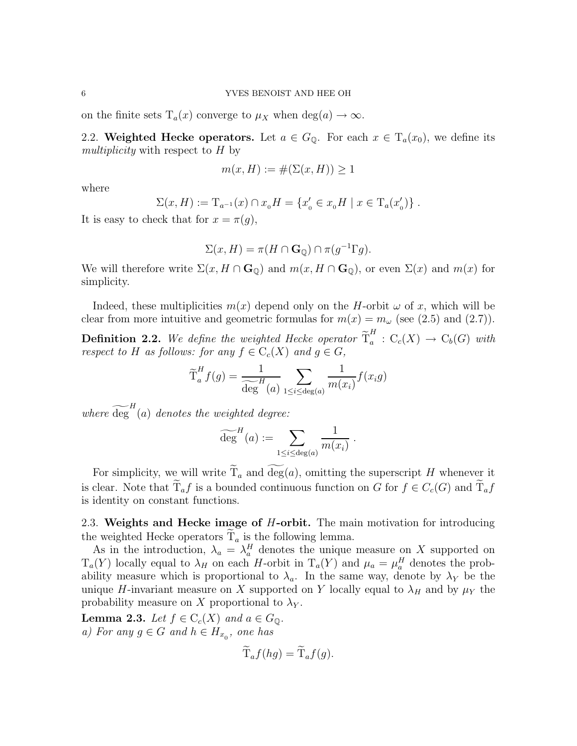on the finite sets $\mathrm{T}_a(x)$ converge to $\mu_X$ when $\deg(a) \to \infty$.

**2.2. Weighted Hecke operators.** Let $a \in G_{\mathbb{Q}}$. For each $x \in \mathrm{T}_a(x_0)$, we define its *multiplicity* with respect to $H$ by

$$m(x, H) := \#(\Sigma(x, H)) \geq 1$$

where

$$\Sigma(x, H) := \mathrm{T}_{a^{-1}}(x) \cap x_0 H = \{x_0' \in x_0 H \mid x \in \mathrm{T}_a(x_0')\} .$$

It is easy to check that for $x = \pi(g)$,

$$\Sigma(x, H) = \pi(H \cap \mathbf{G}_{\mathbb{Q}}) \cap \pi(g^{-1}\Gamma g).$$

We will therefore write $\Sigma(x, H \cap \mathbf{G}_{\mathbb{Q}})$ and $m(x, H \cap \mathbf{G}_{\mathbb{Q}})$, or even $\Sigma(x)$ and $m(x)$ for simplicity.

Indeed, these multiplicities $m(x)$ depend only on the $H$-orbit $\omega$ of $x$, which will be clear from more intuitive and geometric formulas for $m(x) = m_\omega$ (see (2.5) and (2.7)).

**Definition 2.2.** *We define the weighted Hecke operator* $\widetilde{\mathrm{T}}_a^H : \mathrm{C}_c(X) \to \mathrm{C}_b(G)$ *with respect to* $H$ *as follows: for any* $f \in \mathrm{C}_c(X)$ *and* $g \in G$,

$$\widetilde{\mathrm{T}}_a^H f(g) = \frac{1}{\widetilde{\deg}^H(a)} \sum_{1 \leq i \leq \deg(a)} \frac{1}{m(x_i)} f(x_i g)$$

*where* $\widetilde{\deg}^H(a)$ *denotes the weighted degree:*

$$\widetilde{\deg}^H(a) := \sum_{1 \leq i \leq \deg(a)} \frac{1}{m(x_i)} .$$

For simplicity, we will write $\widetilde{\mathrm{T}}_a$ and $\widetilde{\deg}(a)$, omitting the superscript $H$ whenever it is clear. Note that $\widetilde{\mathrm{T}}_a f$ is a bounded continuous function on $G$ for $f \in C_c(G)$ and $\widetilde{\mathrm{T}}_a f$ is identity on constant functions.

**2.3. Weights and Hecke image of $H$-orbit.** The main motivation for introducing the weighted Hecke operators $\widetilde{\mathrm{T}}_a$ is the following lemma.

As in the introduction, $\lambda_a = \lambda_a^H$ denotes the unique measure on $X$ supported on $\mathrm{T}_a(Y)$ locally equal to $\lambda_H$ on each $H$-orbit in $\mathrm{T}_a(Y)$ and $\mu_a = \mu_a^H$ denotes the probability measure which is proportional to $\lambda_a$. In the same way, denote by $\lambda_Y$ be the unique $H$-invariant measure on $X$ supported on $Y$ locally equal to $\lambda_H$ and by $\mu_Y$ the probability measure on $X$ proportional to $\lambda_Y$.

**Lemma 2.3.** *Let* $f \in \mathrm{C}_c(X)$ *and* $a \in G_{\mathbb{Q}}$.
*a) For any* $g \in G$ *and* $h \in H_{x_0}$, *one has*

$$\widetilde{\mathrm{T}}_a f(hg) = \widetilde{\mathrm{T}}_a f(g).$$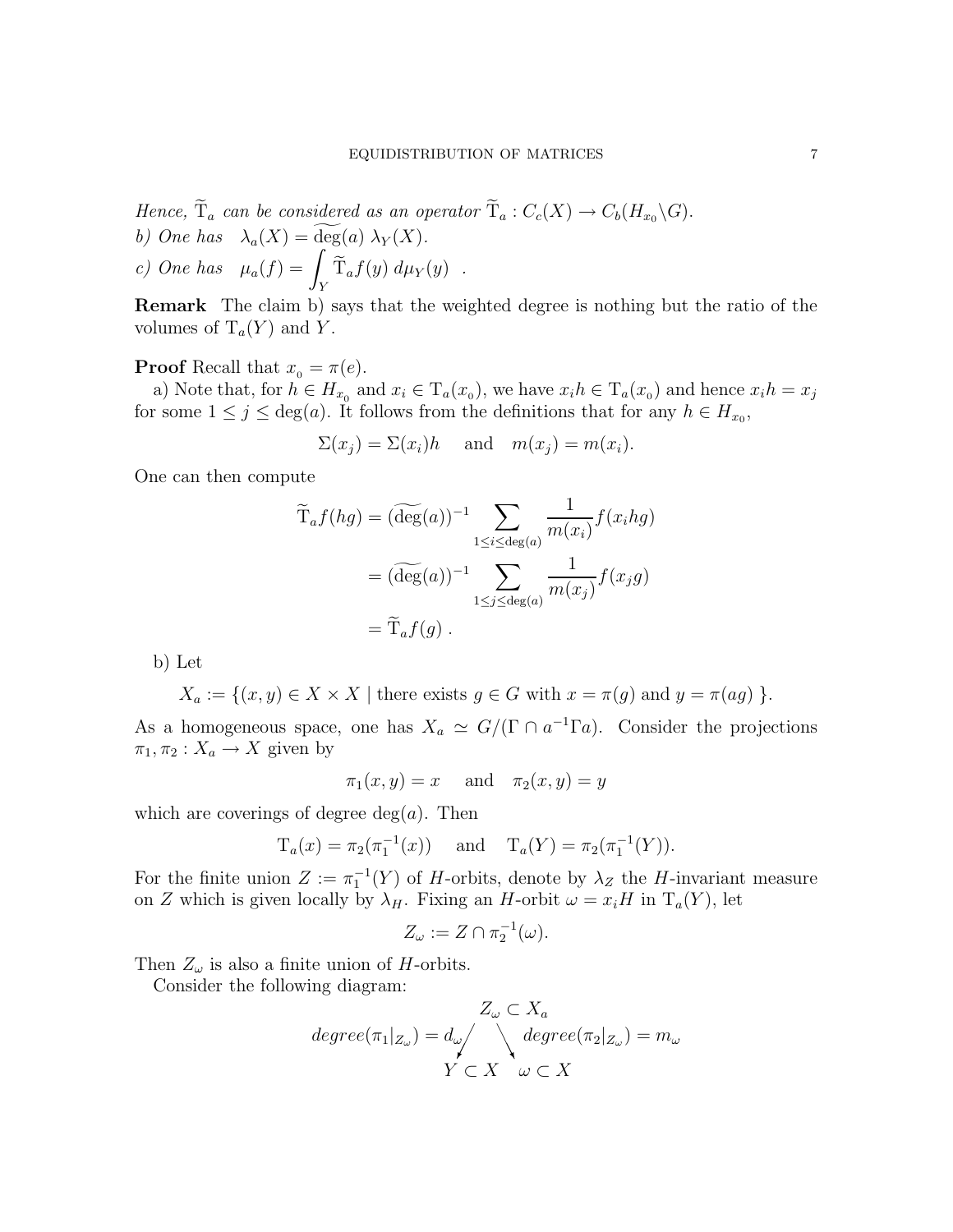*Hence, $\widetilde{\mathrm{T}}_a$ can be considered as an operator $\widetilde{\mathrm{T}}_a : C_c(X) \to C_b(H_{x_0}\backslash G)$.*

*b) One has* $\lambda_a(X) = \widetilde{\deg}(a)\, \lambda_Y(X)$.

*c) One has* $\mu_a(f) = \displaystyle\int_Y \widetilde{\mathrm{T}}_a f(y)\, d\mu_Y(y)$ .

**Remark** The claim b) says that the weighted degree is nothing but the ratio of the volumes of $\mathrm{T}_a(Y)$ and $Y$.

**Proof** Recall that $x_0 = \pi(e)$.

a) Note that, for $h \in H_{x_0}$ and $x_i \in \mathrm{T}_a(x_0)$, we have $x_i h \in \mathrm{T}_a(x_0)$ and hence $x_i h = x_j$ for some $1 \le j \le \deg(a)$. It follows from the definitions that for any $h \in H_{x_0}$,

$$\Sigma(x_j) = \Sigma(x_i)h \quad \text{ and } \quad m(x_j) = m(x_i).$$

One can then compute

$$\begin{aligned}
\widetilde{\mathrm{T}}_a f(hg) &= (\widetilde{\deg}(a))^{-1} \sum_{1\le i\le \deg(a)} \frac{1}{m(x_i)} f(x_i hg) \\
&= (\widetilde{\deg}(a))^{-1} \sum_{1\le j\le \deg(a)} \frac{1}{m(x_j)} f(x_j g) \\
&= \widetilde{\mathrm{T}}_a f(g) \ .
\end{aligned}$$

b) Let

$$X_a := \{(x,y) \in X \times X \mid \text{there exists } g \in G \text{ with } x = \pi(g) \text{ and } y = \pi(ag) \ \}.$$

As a homogeneous space, one has $X_a \simeq G/(\Gamma \cap a^{-1}\Gamma a)$. Consider the projections $\pi_1, \pi_2 : X_a \to X$ given by

$$\pi_1(x,y) = x \quad \text{ and } \quad \pi_2(x,y) = y$$

which are coverings of degree $\deg(a)$. Then

$$\mathrm{T}_a(x) = \pi_2(\pi_1^{-1}(x)) \quad \text{ and } \quad \mathrm{T}_a(Y) = \pi_2(\pi_1^{-1}(Y)).$$

For the finite union $Z := \pi_1^{-1}(Y)$ of $H$-orbits, denote by $\lambda_Z$ the $H$-invariant measure on $Z$ which is given locally by $\lambda_H$. Fixing an $H$-orbit $\omega = x_i H$ in $\mathrm{T}_a(Y)$, let

$$Z_\omega := Z \cap \pi_2^{-1}(\omega).$$

Then $Z_\omega$ is also a finite union of $H$-orbits.

Consider the following diagram:

$$\begin{array}{ccc}
 & Z_\omega \subset X_a & \\
degree(\pi_1|_{Z_\omega}) = d_\omega \swarrow & & \searrow degree(\pi_2|_{Z_\omega}) = m_\omega \\
Y \subset X & & \omega \subset X
\end{array}$$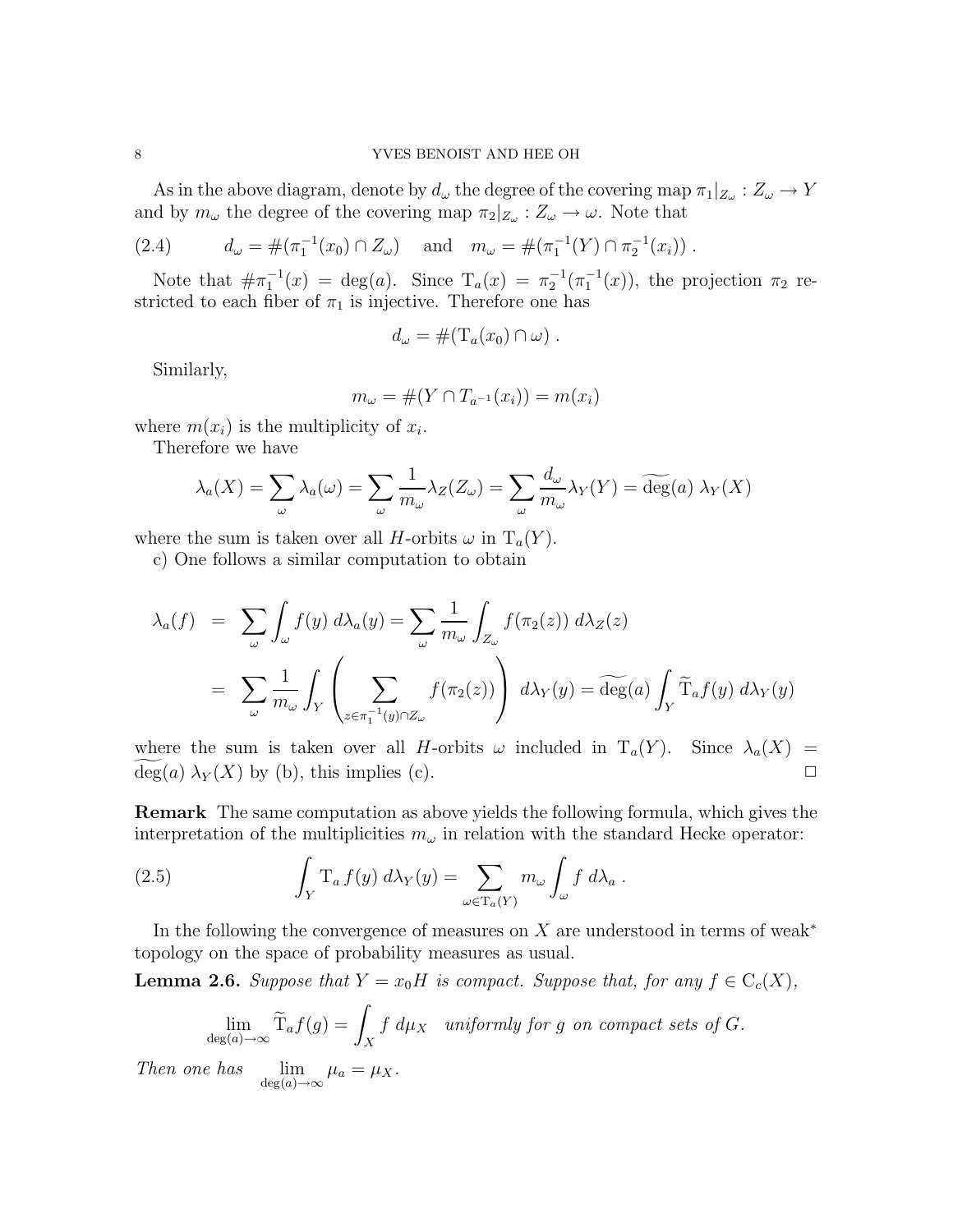As in the above diagram, denote by $d_\omega$ the degree of the covering map $\pi_1|_{Z_\omega} : Z_\omega \to Y$ and by $m_\omega$ the degree of the covering map $\pi_2|_{Z_\omega} : Z_\omega \to \omega$. Note that

$$d_\omega = \#(\pi_1^{-1}(x_0) \cap Z_\omega) \quad \text{and} \quad m_\omega = \#(\pi_1^{-1}(Y) \cap \pi_2^{-1}(x_i)) \,. \tag{2.4}$$

Note that $\#\pi_1^{-1}(x) = \deg(a)$. Since $\mathrm{T}_a(x) = \pi_2^{-1}(\pi_1^{-1}(x))$, the projection $\pi_2$ restricted to each fiber of $\pi_1$ is injective. Therefore one has

$$d_\omega = \#(\mathrm{T}_a(x_0) \cap \omega) \,.$$

Similarly,

$$m_\omega = \#(Y \cap T_{a^{-1}}(x_i)) = m(x_i)$$

where $m(x_i)$ is the multiplicity of $x_i$.

Therefore we have

$$\lambda_a(X) = \sum_\omega \lambda_a(\omega) = \sum_\omega \frac{1}{m_\omega} \lambda_Z(Z_\omega) = \sum_\omega \frac{d_\omega}{m_\omega} \lambda_Y(Y) = \widetilde{\deg}(a)\ \lambda_Y(X)$$

where the sum is taken over all $H$-orbits $\omega$ in $\mathrm{T}_a(Y)$.

c) One follows a similar computation to obtain

$$\begin{aligned}
\lambda_a(f) &= \sum_\omega \int_\omega f(y)\, d\lambda_a(y) = \sum_\omega \frac{1}{m_\omega} \int_{Z_\omega} f(\pi_2(z))\, d\lambda_Z(z) \\
&= \sum_\omega \frac{1}{m_\omega} \int_Y \left( \sum_{z \in \pi_1^{-1}(y) \cap Z_\omega} f(\pi_2(z)) \right) d\lambda_Y(y) = \widetilde{\deg}(a) \int_Y \widetilde{\mathrm{T}}_a f(y)\, d\lambda_Y(y)
\end{aligned}$$

where the sum is taken over all $H$-orbits $\omega$ included in $\mathrm{T}_a(Y)$. Since $\lambda_a(X) = \widetilde{\deg}(a)\ \lambda_Y(X)$ by (b), this implies (c). $\square$

**Remark** The same computation as above yields the following formula, which gives the interpretation of the multiplicities $m_\omega$ in relation with the standard Hecke operator:

$$\int_Y \mathrm{T}_a\, f(y)\, d\lambda_Y(y) = \sum_{\omega \in \mathrm{T}_a(Y)} m_\omega \int_\omega f\, d\lambda_a \,. \tag{2.5}$$

In the following the convergence of measures on $X$ are understood in terms of weak$^*$ topology on the space of probability measures as usual.

**Lemma 2.6.** *Suppose that $Y = x_0 H$ is compact. Suppose that, for any $f \in \mathrm{C}_c(X)$,*

$$\lim_{\deg(a)\to\infty} \widetilde{\mathrm{T}}_a f(g) = \int_X f\, d\mu_X \quad \textit{uniformly for } g \textit{ on compact sets of } G.$$

*Then one has* $\displaystyle\lim_{\deg(a)\to\infty} \mu_a = \mu_X$.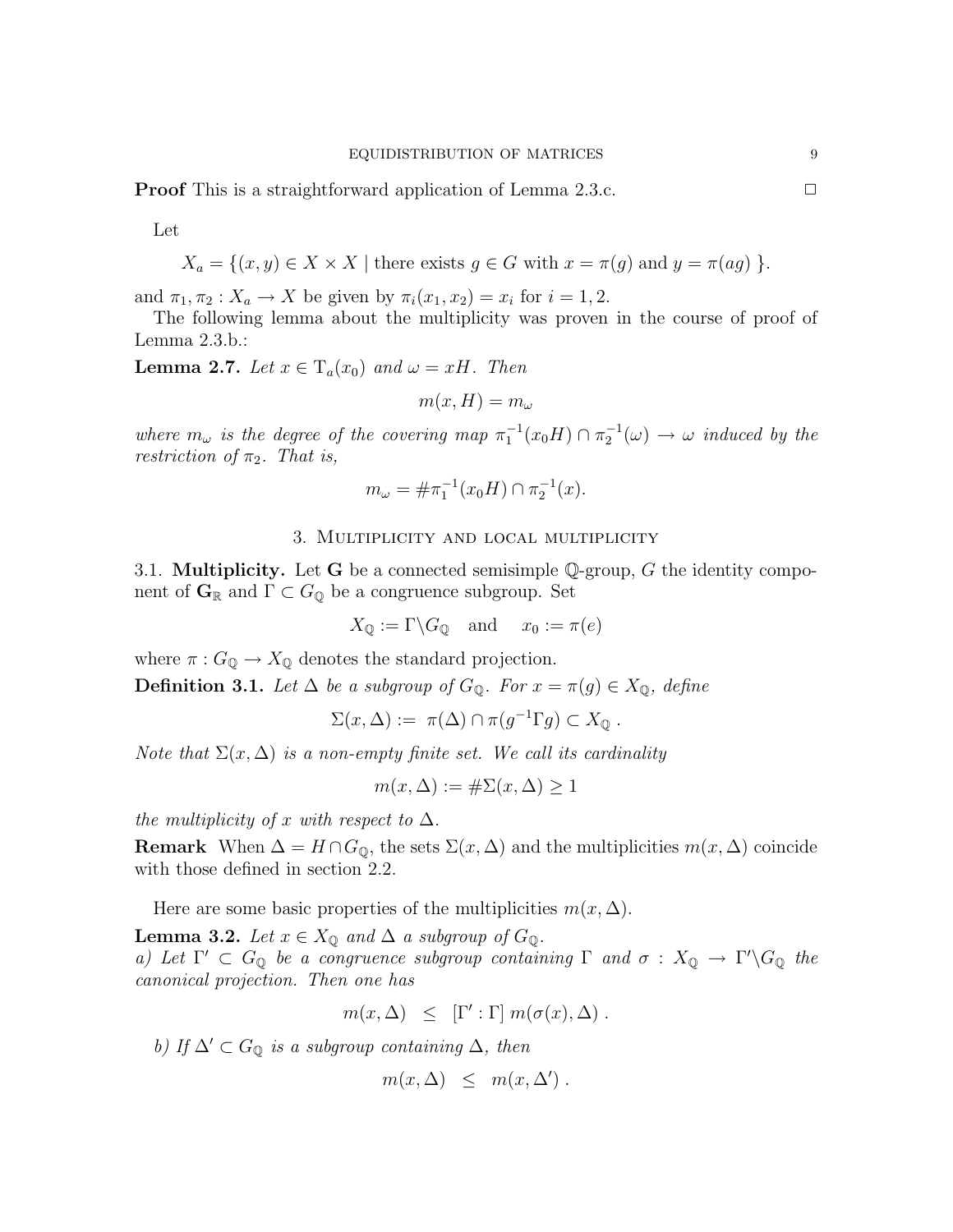**Proof** This is a straightforward application of Lemma 2.3.c. $\square$

Let

$$X_a = \{(x, y) \in X \times X \mid \text{there exists } g \in G \text{ with } x = \pi(g) \text{ and } y = \pi(ag)\ \}.$$

and $\pi_1, \pi_2 : X_a \to X$ be given by $\pi_i(x_1, x_2) = x_i$ for $i = 1, 2$.

The following lemma about the multiplicity was proven in the course of proof of Lemma 2.3.b.:

**Lemma 2.7.** *Let $x \in \mathrm{T}_a(x_0)$ and $\omega = xH$. Then*

$$m(x, H) = m_\omega$$

*where $m_\omega$ is the degree of the covering map $\pi_1^{-1}(x_0H) \cap \pi_2^{-1}(\omega) \to \omega$ induced by the restriction of $\pi_2$. That is,*

$$m_\omega = \#\pi_1^{-1}(x_0H) \cap \pi_2^{-1}(x).$$

## 3. Multiplicity and local multiplicity

3.1. **Multiplicity.** Let $\mathbf{G}$ be a connected semisimple $\mathbb{Q}$-group, $G$ the identity component of $\mathbf{G}_\mathbb{R}$ and $\Gamma \subset G_\mathbb{Q}$ be a congruence subgroup. Set

$$X_\mathbb{Q} := \Gamma \backslash G_\mathbb{Q} \quad \text{and} \quad x_0 := \pi(e)$$

where $\pi : G_\mathbb{Q} \to X_\mathbb{Q}$ denotes the standard projection.

**Definition 3.1.** *Let $\Delta$ be a subgroup of $G_\mathbb{Q}$. For $x = \pi(g) \in X_\mathbb{Q}$, define*

$$\Sigma(x, \Delta) :=\ \pi(\Delta) \cap \pi(g^{-1}\Gamma g) \subset X_\mathbb{Q}\ .$$

*Note that $\Sigma(x, \Delta)$ is a non-empty finite set. We call its cardinality*

$$m(x, \Delta) := \#\Sigma(x, \Delta) \geq 1$$

*the multiplicity of $x$ with respect to $\Delta$.*

**Remark** When $\Delta = H \cap G_\mathbb{Q}$, the sets $\Sigma(x, \Delta)$ and the multiplicities $m(x, \Delta)$ coincide with those defined in section 2.2.

Here are some basic properties of the multiplicities $m(x, \Delta)$.

**Lemma 3.2.** *Let $x \in X_\mathbb{Q}$ and $\Delta$ a subgroup of $G_\mathbb{Q}$.*
*a) Let $\Gamma' \subset G_\mathbb{Q}$ be a congruence subgroup containing $\Gamma$ and $\sigma : X_\mathbb{Q} \to \Gamma' \backslash G_\mathbb{Q}$ the canonical projection. Then one has*

$$m(x, \Delta) \quad \leq \quad [\Gamma' : \Gamma]\ m(\sigma(x), \Delta)\ .$$

*b) If $\Delta' \subset G_\mathbb{Q}$ is a subgroup containing $\Delta$, then*

$$m(x, \Delta) \quad \leq \quad m(x, \Delta')\ .$$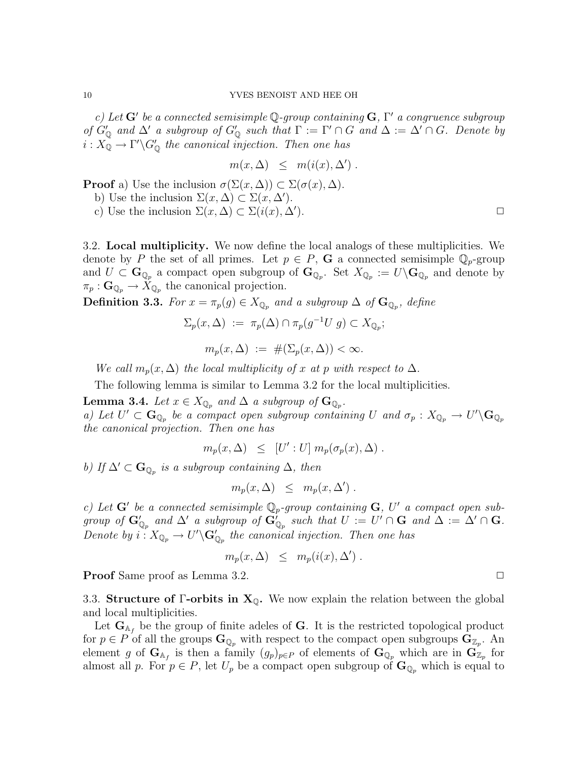*c) Let $\mathbf{G}'$ be a connected semisimple $\mathbb{Q}$-group containing $\mathbf{G}$, $\Gamma'$ a congruence subgroup of $G'_{\mathbb{Q}}$ and $\Delta'$ a subgroup of $G'_{\mathbb{Q}}$ such that $\Gamma := \Gamma' \cap G$ and $\Delta := \Delta' \cap G$. Denote by $i : X_{\mathbb{Q}} \to \Gamma' \backslash G'_{\mathbb{Q}}$ the canonical injection. Then one has*

$$m(x, \Delta) \;\; \leq \;\; m(i(x), \Delta') \; .$$

**Proof** a) Use the inclusion $\sigma(\Sigma(x, \Delta)) \subset \Sigma(\sigma(x), \Delta)$.

b) Use the inclusion $\Sigma(x, \Delta) \subset \Sigma(x, \Delta')$.

c) Use the inclusion $\Sigma(x, \Delta) \subset \Sigma(i(x), \Delta')$. □

3.2. **Local multiplicity.** We now define the local analogs of these multiplicities. We denote by $P$ the set of all primes. Let $p \in P$, $\mathbf{G}$ a connected semisimple $\mathbb{Q}_p$-group and $U \subset \mathbf{G}_{\mathbb{Q}_p}$ a compact open subgroup of $\mathbf{G}_{\mathbb{Q}_p}$. Set $X_{\mathbb{Q}_p} := U \backslash \mathbf{G}_{\mathbb{Q}_p}$ and denote by $\pi_p : \mathbf{G}_{\mathbb{Q}_p} \to X_{\mathbb{Q}_p}$ the canonical projection.

**Definition 3.3.** *For $x = \pi_p(g) \in X_{\mathbb{Q}_p}$ and a subgroup $\Delta$ of $\mathbf{G}_{\mathbb{Q}_p}$, define*

$$\Sigma_p(x, \Delta) \; := \; \pi_p(\Delta) \cap \pi_p(g^{-1} U \, g) \subset X_{\mathbb{Q}_p};$$

$$m_p(x, \Delta) \; := \; \#(\Sigma_p(x, \Delta)) < \infty.$$

*We call $m_p(x, \Delta)$ the local multiplicity of $x$ at $p$ with respect to $\Delta$.*

The following lemma is similar to Lemma 3.2 for the local multiplicities.

**Lemma 3.4.** *Let $x \in X_{\mathbb{Q}_p}$ and $\Delta$ a subgroup of $\mathbf{G}_{\mathbb{Q}_p}$.*

*a) Let $U' \subset \mathbf{G}_{\mathbb{Q}_p}$ be a compact open subgroup containing $U$ and $\sigma_p : X_{\mathbb{Q}_p} \to U' \backslash \mathbf{G}_{\mathbb{Q}_p}$ the canonical projection. Then one has*

$$m_p(x, \Delta) \;\; \leq \;\; [U' : U] \; m_p(\sigma_p(x), \Delta) \; .$$

*b) If $\Delta' \subset \mathbf{G}_{\mathbb{Q}_p}$ is a subgroup containing $\Delta$, then*

$$m_p(x, \Delta) \;\; \leq \;\; m_p(x, \Delta') \; .$$

*c) Let $\mathbf{G}'$ be a connected semisimple $\mathbb{Q}_p$-group containing $\mathbf{G}$, $U'$ a compact open subgroup of $\mathbf{G}'_{\mathbb{Q}_p}$ and $\Delta'$ a subgroup of $\mathbf{G}'_{\mathbb{Q}_p}$ such that $U := U' \cap \mathbf{G}$ and $\Delta := \Delta' \cap \mathbf{G}$. Denote by $i : X_{\mathbb{Q}_p} \to U' \backslash \mathbf{G}'_{\mathbb{Q}_p}$ the canonical injection. Then one has*

$$m_p(x, \Delta) \;\; \leq \;\; m_p(i(x), \Delta') \; .$$

**Proof** Same proof as Lemma 3.2. □

3.3. **Structure of $\Gamma$-orbits in $\mathbf{X}_{\mathbb{Q}}$.** We now explain the relation between the global and local multiplicities.

Let $\mathbf{G}_{\mathbb{A}_f}$ be the group of finite adeles of $\mathbf{G}$. It is the restricted topological product for $p \in P$ of all the groups $\mathbf{G}_{\mathbb{Q}_p}$ with respect to the compact open subgroups $\mathbf{G}_{\mathbb{Z}_p}$. An element $g$ of $\mathbf{G}_{\mathbb{A}_f}$ is then a family $(g_p)_{p \in P}$ of elements of $\mathbf{G}_{\mathbb{Q}_p}$ which are in $\mathbf{G}_{\mathbb{Z}_p}$ for almost all $p$. For $p \in P$, let $U_p$ be a compact open subgroup of $\mathbf{G}_{\mathbb{Q}_p}$ which is equal to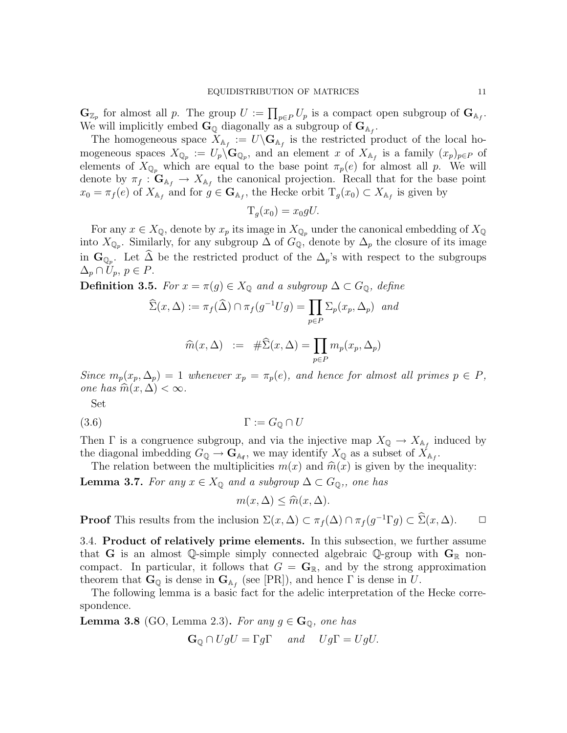$\mathbf{G}_{\mathbb{Z}_p}$ for almost all $p$. The group $U := \prod_{p \in P} U_p$ is a compact open subgroup of $\mathbf{G}_{\mathbb{A}_f}$. We will implicitly embed $\mathbf{G}_{\mathbb{Q}}$ diagonally as a subgroup of $\mathbf{G}_{\mathbb{A}_f}$.

The homogeneous space $X_{\mathbb{A}_f} := U \backslash \mathbf{G}_{\mathbb{A}_f}$ is the restricted product of the local homogeneous spaces $X_{\mathbb{Q}_p} := U_p \backslash \mathbf{G}_{\mathbb{Q}_p}$, and an element $x$ of $X_{\mathbb{A}_f}$ is a family $(x_p)_{p \in P}$ of elements of $X_{\mathbb{Q}_p}$ which are equal to the base point $\pi_p(e)$ for almost all $p$. We will denote by $\pi_f : \mathbf{G}_{\mathbb{A}_f} \to X_{\mathbb{A}_f}$ the canonical projection. Recall that for the base point $x_0 = \pi_f(e)$ of $X_{\mathbb{A}_f}$ and for $g \in \mathbf{G}_{\mathbb{A}_f}$, the Hecke orbit $\mathrm{T}_g(x_0) \subset X_{\mathbb{A}_f}$ is given by

$$\mathrm{T}_g(x_0) = x_0 g U.$$

For any $x \in X_{\mathbb{Q}}$, denote by $x_p$ its image in $X_{\mathbb{Q}_p}$ under the canonical embedding of $X_{\mathbb{Q}}$ into $X_{\mathbb{Q}_p}$. Similarly, for any subgroup $\Delta$ of $G_{\mathbb{Q}}$, denote by $\Delta_p$ the closure of its image in $\mathbf{G}_{\mathbb{Q}_p}$. Let $\widehat{\Delta}$ be the restricted product of the $\Delta_p$'s with respect to the subgroups $\Delta_p \cap U_p$, $p \in P$.

**Definition 3.5.** *For $x = \pi(g) \in X_{\mathbb{Q}}$ and a subgroup $\Delta \subset G_{\mathbb{Q}}$, define*

$$\widehat{\Sigma}(x, \Delta) := \pi_f(\widehat{\Delta}) \cap \pi_f(g^{-1} U g) = \prod_{p \in P} \Sigma_p(x_p, \Delta_p) \quad \text{and}$$

$$\widehat{m}(x, \Delta) \;\; := \;\; \#\widehat{\Sigma}(x, \Delta) = \prod_{p \in P} m_p(x_p, \Delta_p)$$

*Since $m_p(x_p, \Delta_p) = 1$ whenever $x_p = \pi_p(e)$, and hence for almost all primes $p \in P$, one has $\widehat{m}(x, \Delta) < \infty$.*

Set

$$\Gamma := G_{\mathbb{Q}} \cap U \tag{3.6}$$

Then $\Gamma$ is a congruence subgroup, and via the injective map $X_{\mathbb{Q}} \to X_{\mathbb{A}_f}$ induced by the diagonal imbedding $G_{\mathbb{Q}} \to \mathbf{G}_{\mathbb{A}_\mathbf{f}}$, we may identify $X_{\mathbb{Q}}$ as a subset of $X_{\mathbb{A}_f}$.

The relation between the multiplicities $m(x)$ and $\widehat{m}(x)$ is given by the inequality:

**Lemma 3.7.** *For any $x \in X_{\mathbb{Q}}$ and a subgroup $\Delta \subset G_{\mathbb{Q}}$,, one has*

$$m(x, \Delta) \leq \widehat{m}(x, \Delta).$$

**Proof** This results from the inclusion $\Sigma(x, \Delta) \subset \pi_f(\Delta) \cap \pi_f(g^{-1}\Gamma g) \subset \widehat{\Sigma}(x, \Delta)$. $\square$

3.4. **Product of relatively prime elements.** In this subsection, we further assume that $\mathbf{G}$ is an almost $\mathbb{Q}$-simple simply connected algebraic $\mathbb{Q}$-group with $\mathbf{G}_{\mathbb{R}}$ non-compact. In particular, it follows that $G = \mathbf{G}_{\mathbb{R}}$, and by the strong approximation theorem that $\mathbf{G}_{\mathbb{Q}}$ is dense in $\mathbf{G}_{\mathbb{A}_f}$ (see [PR]), and hence $\Gamma$ is dense in $U$.

The following lemma is a basic fact for the adelic interpretation of the Hecke correspondence.

**Lemma 3.8** (GO, Lemma 2.3)**.** *For any $g \in \mathbf{G}_{\mathbb{Q}}$, one has*

$$\mathbf{G}_{\mathbb{Q}} \cap U g U = \Gamma g \Gamma \quad \text{and} \quad U g \Gamma = U g U.$$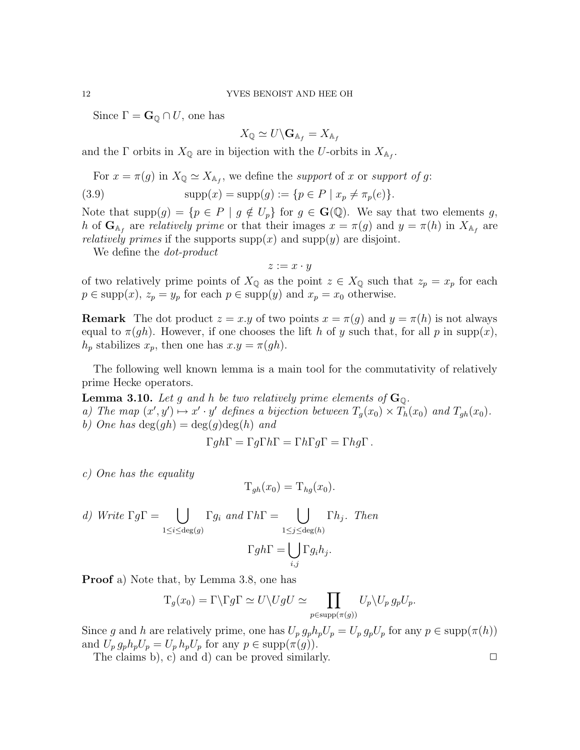Since $\Gamma = \mathbf{G}_{\mathbb{Q}} \cap U$, one has

$$X_{\mathbb{Q}} \simeq U\backslash \mathbf{G}_{\mathbb{A}_f} = X_{\mathbb{A}_f}$$

and the $\Gamma$ orbits in $X_{\mathbb{Q}}$ are in bijection with the $U$-orbits in $X_{\mathbb{A}_f}$.

For $x = \pi(g)$ in $X_{\mathbb{Q}} \simeq X_{\mathbb{A}_f}$, we define the *support* of $x$ or *support of* $g$:

$$\operatorname{supp}(x) = \operatorname{supp}(g) := \{p \in P \mid x_p \neq \pi_p(e)\}. \tag{3.9}$$

Note that $\operatorname{supp}(g) = \{p \in P \mid g \notin U_p\}$ for $g \in \mathbf{G}(\mathbb{Q})$. We say that two elements $g$, $h$ of $\mathbf{G}_{\mathbb{A}_f}$ are *relatively prime* or that their images $x = \pi(g)$ and $y = \pi(h)$ in $X_{\mathbb{A}_f}$ are *relatively primes* if the supports $\operatorname{supp}(x)$ and $\operatorname{supp}(y)$ are disjoint.

We define the *dot-product*

$$z := x \cdot y$$

of two relatively prime points of $X_{\mathbb{Q}}$ as the point $z \in X_{\mathbb{Q}}$ such that $z_p = x_p$ for each $p \in \operatorname{supp}(x)$, $z_p = y_p$ for each $p \in \operatorname{supp}(y)$ and $x_p = x_0$ otherwise.

**Remark** The dot product $z = x.y$ of two points $x = \pi(g)$ and $y = \pi(h)$ is not always equal to $\pi(gh)$. However, if one chooses the lift $h$ of $y$ such that, for all $p$ in $\operatorname{supp}(x)$, $h_p$ stabilizes $x_p$, then one has $x.y = \pi(gh)$.

The following well known lemma is a main tool for the commutativity of relatively prime Hecke operators.

**Lemma 3.10.** *Let $g$ and $h$ be two relatively prime elements of $\mathbf{G}_{\mathbb{Q}}$.*
*a) The map $(x', y') \mapsto x' \cdot y'$ defines a bijection between $T_g(x_0) \times T_h(x_0)$ and $T_{gh}(x_0)$.*
*b) One has $\deg(gh) = \deg(g)\deg(h)$ and*

$$\Gamma gh\Gamma = \Gamma g\Gamma h\Gamma = \Gamma h\Gamma g\Gamma = \Gamma hg\Gamma\,.$$

*c) One has the equality*

$$\mathrm{T}_{gh}(x_0) = \mathrm{T}_{hg}(x_0).$$

*d) Write* $\Gamma g\Gamma = \bigcup_{1\le i\le \deg(g)} \Gamma g_i$ *and* $\Gamma h\Gamma = \bigcup_{1\le j\le \deg(h)} \Gamma h_j$*. Then*

$$\Gamma gh\Gamma = \bigcup_{i,j} \Gamma g_i h_j.$$

**Proof** a) Note that, by Lemma 3.8, one has

$$\mathrm{T}_g(x_0) = \Gamma\backslash\Gamma g\Gamma \simeq U\backslash UgU \simeq \prod_{p\in \operatorname{supp}(\pi(g))} U_p\backslash U_p\, g_p U_p.$$

Since $g$ and $h$ are relatively prime, one has $U_p\, g_p h_p U_p = U_p\, g_p U_p$ for any $p \in \operatorname{supp}(\pi(h))$ and $U_p\, g_p h_p U_p = U_p\, h_p U_p$ for any $p \in \operatorname{supp}(\pi(g))$.

The claims b), c) and d) can be proved similarly. $\square$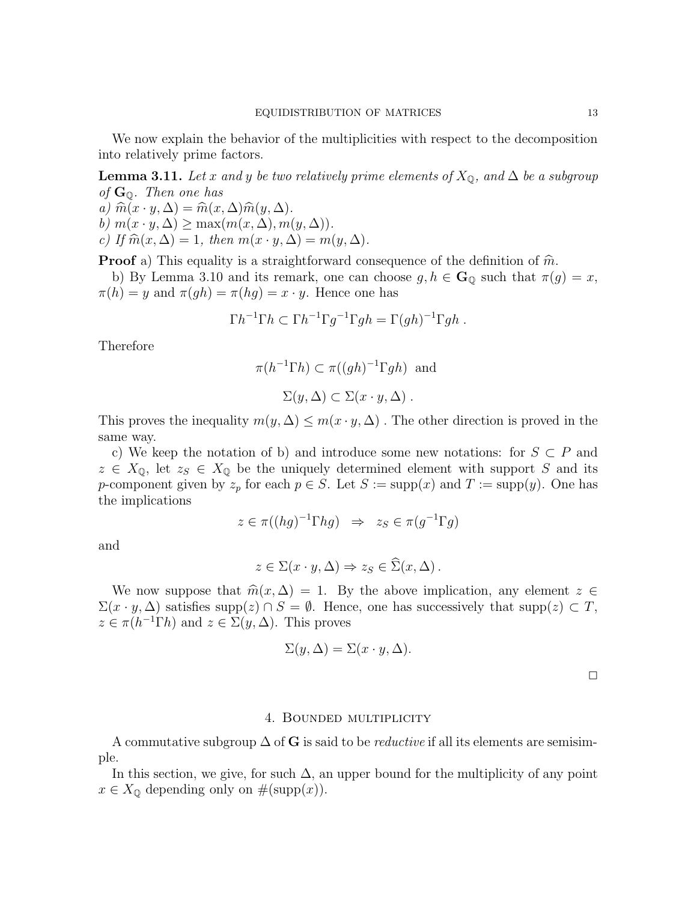We now explain the behavior of the multiplicities with respect to the decomposition into relatively prime factors.

**Lemma 3.11.** *Let $x$ and $y$ be two relatively prime elements of $X_{\mathbb{Q}}$, and $\Delta$ be a subgroup of $\mathbf{G}_{\mathbb{Q}}$. Then one has*
*a) $\widehat{m}(x \cdot y, \Delta) = \widehat{m}(x, \Delta)\widehat{m}(y, \Delta)$.*
*b) $m(x \cdot y, \Delta) \geq \max(m(x, \Delta), m(y, \Delta))$.*
*c) If $\widehat{m}(x, \Delta) = 1$, then $m(x \cdot y, \Delta) = m(y, \Delta)$.*

**Proof** a) This equality is a straightforward consequence of the definition of $\widehat{m}$.

b) By Lemma 3.10 and its remark, one can choose $g, h \in \mathbf{G}_{\mathbb{Q}}$ such that $\pi(g) = x$, $\pi(h) = y$ and $\pi(gh) = \pi(hg) = x \cdot y$. Hence one has

$$\Gamma h^{-1}\Gamma h \subset \Gamma h^{-1}\Gamma g^{-1}\Gamma gh = \Gamma(gh)^{-1}\Gamma gh \,.$$

Therefore

$$\pi(h^{-1}\Gamma h) \subset \pi((gh)^{-1}\Gamma gh) \text{ and}$$

$$\Sigma(y, \Delta) \subset \Sigma(x \cdot y, \Delta) \,.$$

This proves the inequality $m(y, \Delta) \leq m(x \cdot y, \Delta)$ . The other direction is proved in the same way.

c) We keep the notation of b) and introduce some new notations: for $S \subset P$ and $z \in X_{\mathbb{Q}}$, let $z_S \in X_{\mathbb{Q}}$ be the uniquely determined element with support $S$ and its $p$-component given by $z_p$ for each $p \in S$. Let $S := \mathrm{supp}(x)$ and $T := \mathrm{supp}(y)$. One has the implications

$$z \in \pi((hg)^{-1}\Gamma hg) \;\;\Rightarrow\;\; z_S \in \pi(g^{-1}\Gamma g)$$

and

$$z \in \Sigma(x \cdot y, \Delta) \Rightarrow z_S \in \widehat{\Sigma}(x, \Delta) \,.$$

We now suppose that $\widehat{m}(x, \Delta) = 1$. By the above implication, any element $z \in \Sigma(x \cdot y, \Delta)$ satisfies $\mathrm{supp}(z) \cap S = \emptyset$. Hence, one has successively that $\mathrm{supp}(z) \subset T$, $z \in \pi(h^{-1}\Gamma h)$ and $z \in \Sigma(y, \Delta)$. This proves

$$\Sigma(y, \Delta) = \Sigma(x \cdot y, \Delta).$$

□

## 4. Bounded multiplicity

A commutative subgroup $\Delta$ of $\mathbf{G}$ is said to be *reductive* if all its elements are semisimple.

In this section, we give, for such $\Delta$, an upper bound for the multiplicity of any point $x \in X_{\mathbb{Q}}$ depending only on $\#(\mathrm{supp}(x))$.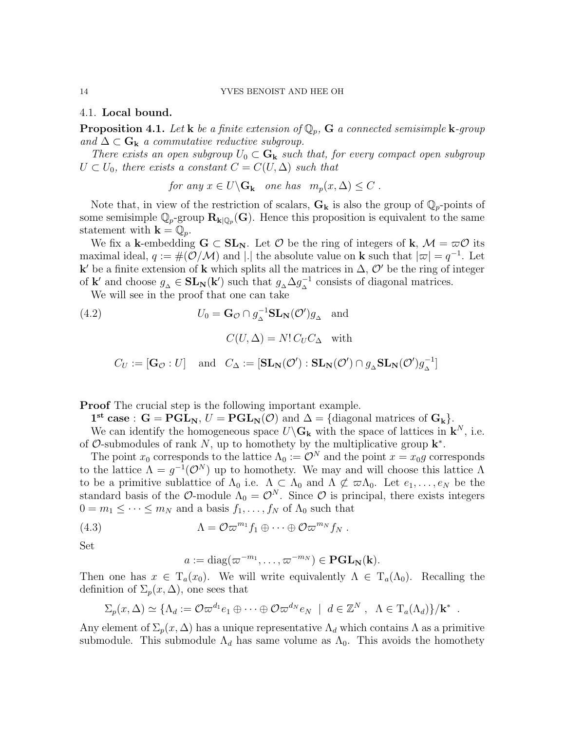### 4.1. Local bound.

**Proposition 4.1.** *Let* $\mathbf{k}$ *be a finite extension of* $\mathbb{Q}_p$, $\mathbf{G}$ *a connected semisimple* $\mathbf{k}$*-group and* $\Delta \subset \mathbf{G}_\mathbf{k}$ *a commutative reductive subgroup.*

*There exists an open subgroup* $U_0 \subset \mathbf{G}_\mathbf{k}$ *such that, for every compact open subgroup* $U \subset U_0$*, there exists a constant* $C = C(U, \Delta)$ *such that*

$$\text{for any } x \in U\backslash\mathbf{G}_\mathbf{k} \quad \text{one has} \quad m_p(x, \Delta) \le C\ .$$

Note that, in view of the restriction of scalars, $\mathbf{G}_\mathbf{k}$ is also the group of $\mathbb{Q}_p$-points of some semisimple $\mathbb{Q}_p$-group $\mathbf{R}_{\mathbf{k}|\mathbb{Q}_p}(\mathbf{G})$. Hence this proposition is equivalent to the same statement with $\mathbf{k} = \mathbb{Q}_p$.

We fix a $\mathbf{k}$-embedding $\mathbf{G} \subset \mathbf{SL_N}$. Let $\mathcal{O}$ be the ring of integers of $\mathbf{k}$, $\mathcal{M} = \varpi\mathcal{O}$ its maximal ideal, $q := \#(\mathcal{O}/\mathcal{M})$ and $|.|$ the absolute value on $\mathbf{k}$ such that $|\varpi| = q^{-1}$. Let $\mathbf{k}'$ be a finite extension of $\mathbf{k}$ which splits all the matrices in $\Delta$, $\mathcal{O}'$ be the ring of integer of $\mathbf{k}'$ and choose $g_{\scriptscriptstyle\Delta} \in \mathbf{SL_N}(\mathbf{k}')$ such that $g_{\scriptscriptstyle\Delta}\Delta g_{\scriptscriptstyle\Delta}^{-1}$ consists of diagonal matrices.

We will see in the proof that one can take

$$U_0 = \mathbf{G}_\mathcal{O} \cap g_{\scriptscriptstyle\Delta}^{-1}\mathbf{SL_N}(\mathcal{O}')g_{\scriptscriptstyle\Delta} \quad \text{and} \tag{4.2}$$

$$C(U, \Delta) = N!\, C_U C_\Delta \quad \text{with}$$

$$C_U := [\mathbf{G}_\mathcal{O} : U] \quad \text{and} \quad C_\Delta := [\mathbf{SL_N}(\mathcal{O}') : \mathbf{SL_N}(\mathcal{O}') \cap g_{\scriptscriptstyle\Delta}\mathbf{SL_N}(\mathcal{O}')g_{\scriptscriptstyle\Delta}^{-1}]$$

**Proof** The crucial step is the following important example.

$\mathbf{1^{st}}$ **case** : $\mathbf{G} = \mathbf{PGL_N}$, $U = \mathbf{PGL_N}(\mathcal{O})$ and $\Delta = \{\text{diagonal matrices of } \mathbf{G_k}\}$.

We can identify the homogeneous space $U\backslash\mathbf{G}_\mathbf{k}$ with the space of lattices in $\mathbf{k}^N$, i.e. of $\mathcal{O}$-submodules of rank $N$, up to homothety by the multiplicative group $\mathbf{k}^*$.

The point $x_0$ corresponds to the lattice $\Lambda_0 := \mathcal{O}^N$ and the point $x = x_0 g$ corresponds to the lattice $\Lambda = g^{-1}(\mathcal{O}^N)$ up to homothety. We may and will choose this lattice $\Lambda$ to be a primitive sublattice of $\Lambda_0$ i.e. $\Lambda \subset \Lambda_0$ and $\Lambda \not\subset \varpi\Lambda_0$. Let $e_1, \dots, e_N$ be the standard basis of the $\mathcal{O}$-module $\Lambda_0 = \mathcal{O}^N$. Since $\mathcal{O}$ is principal, there exists integers $0 = m_1 \le \cdots \le m_N$ and a basis $f_1, \dots, f_N$ of $\Lambda_0$ such that

$$\Lambda = \mathcal{O}\varpi^{m_1}f_1 \oplus \cdots \oplus \mathcal{O}\varpi^{m_N}f_N\ . \tag{4.3}$$

Set

$$a := \mathrm{diag}(\varpi^{-m_1}, \dots, \varpi^{-m_N}) \in \mathbf{PGL_N}(\mathbf{k}).$$

Then one has $x \in \mathrm{T}_a(x_0)$. We will write equivalently $\Lambda \in \mathrm{T}_a(\Lambda_0)$. Recalling the definition of $\Sigma_p(x, \Delta)$, one sees that

$$\Sigma_p(x, \Delta) \simeq \{\Lambda_d := \mathcal{O}\varpi^{d_1}e_1 \oplus \cdots \oplus \mathcal{O}\varpi^{d_N}e_N \ \mid\ d \in \mathbb{Z}^N\ ,\ \ \Lambda \in \mathrm{T}_a(\Lambda_d)\}/\mathbf{k}^*\ .$$

Any element of $\Sigma_p(x, \Delta)$ has a unique representative $\Lambda_d$ which contains $\Lambda$ as a primitive submodule. This submodule $\Lambda_d$ has same volume as $\Lambda_0$. This avoids the homothety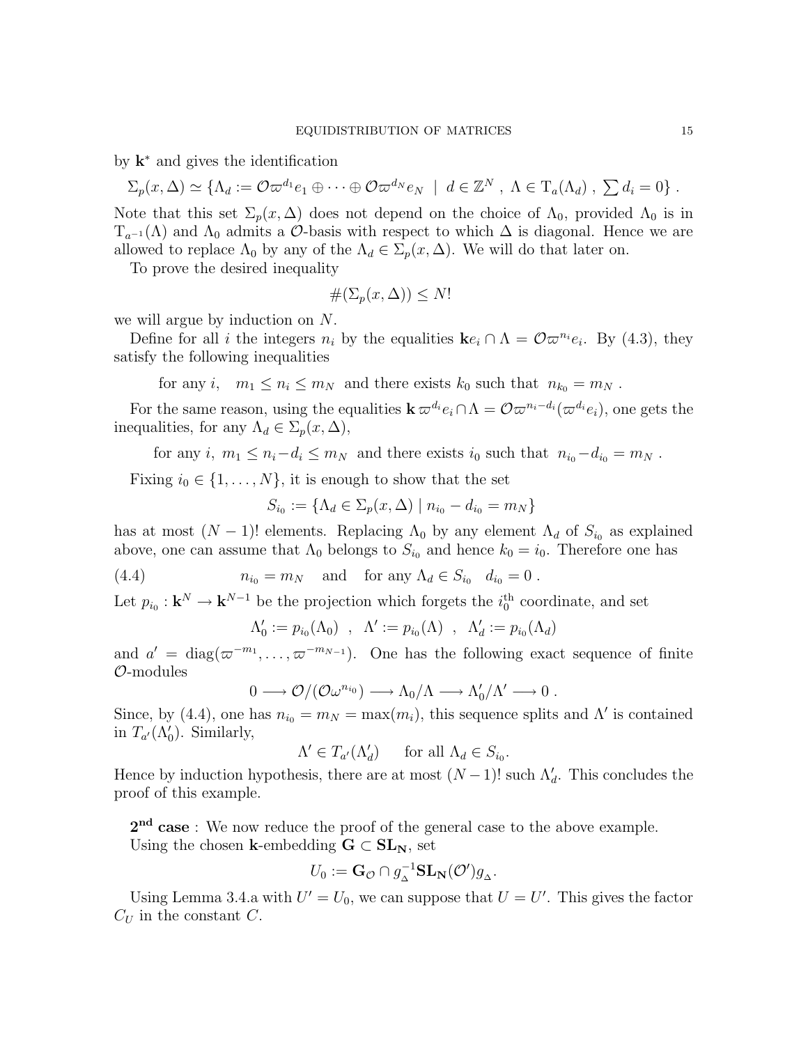by $\mathbf{k}^*$ and gives the identification

$$\Sigma_p(x,\Delta) \simeq \{\Lambda_d := \mathcal{O}\varpi^{d_1}e_1 \oplus \cdots \oplus \mathcal{O}\varpi^{d_N}e_N \ \mid \ d \in \mathbb{Z}^N \ , \ \Lambda \in \mathrm{T}_a(\Lambda_d) \ , \ \textstyle\sum d_i = 0\} \ .$$

Note that this set $\Sigma_p(x,\Delta)$ does not depend on the choice of $\Lambda_0$, provided $\Lambda_0$ is in $\mathrm{T}_{a^{-1}}(\Lambda)$ and $\Lambda_0$ admits a $\mathcal{O}$-basis with respect to which $\Delta$ is diagonal. Hence we are allowed to replace $\Lambda_0$ by any of the $\Lambda_d \in \Sigma_p(x,\Delta)$. We will do that later on.

To prove the desired inequality

$$\#(\Sigma_p(x,\Delta)) \le N!$$

we will argue by induction on $N$.

Define for all $i$ the integers $n_i$ by the equalities $\mathbf{k}e_i \cap \Lambda = \mathcal{O}\varpi^{n_i}e_i$. By (4.3), they satisfy the following inequalities

$$\text{for any } i, \quad m_1 \le n_i \le m_N \ \text{ and there exists } k_0 \text{ such that } \ n_{k_0} = m_N \ .$$

For the same reason, using the equalities $\mathbf{k}\,\varpi^{d_i}e_i \cap \Lambda = \mathcal{O}\varpi^{n_i-d_i}(\varpi^{d_i}e_i)$, one gets the inequalities, for any $\Lambda_d \in \Sigma_p(x,\Delta)$,

$$\text{for any } i,\ m_1 \le n_i - d_i \le m_N \ \text{ and there exists } i_0 \text{ such that } \ n_{i_0} - d_{i_0} = m_N \ .$$

Fixing $i_0 \in \{1,\dots,N\}$, it is enough to show that the set

$$S_{i_0} := \{\Lambda_d \in \Sigma_p(x,\Delta) \mid n_{i_0} - d_{i_0} = m_N\}$$

has at most $(N-1)!$ elements. Replacing $\Lambda_0$ by any element $\Lambda_d$ of $S_{i_0}$ as explained above, one can assume that $\Lambda_0$ belongs to $S_{i_0}$ and hence $k_0 = i_0$. Therefore one has

$$n_{i_0} = m_N \quad \text{and} \quad \text{for any } \Lambda_d \in S_{i_0} \quad d_{i_0} = 0 \ . \tag{4.4}$$

Let $p_{i_0} : \mathbf{k}^N \to \mathbf{k}^{N-1}$ be the projection which forgets the $i_0^{\text{th}}$ coordinate, and set

$$\Lambda_0' := p_{i_0}(\Lambda_0) \ \ , \ \ \Lambda' := p_{i_0}(\Lambda) \ \ , \ \ \Lambda_d' := p_{i_0}(\Lambda_d)$$

and $a' = \mathrm{diag}(\varpi^{-m_1},\dots,\varpi^{-m_{N-1}})$. One has the following exact sequence of finite $\mathcal{O}$-modules

$$0 \longrightarrow \mathcal{O}/(\mathcal{O}\omega^{n_{i_0}}) \longrightarrow \Lambda_0/\Lambda \longrightarrow \Lambda_0'/\Lambda' \longrightarrow 0 \ .$$

Since, by (4.4), one has $n_{i_0} = m_N = \max(m_i)$, this sequence splits and $\Lambda'$ is contained in $T_{a'}(\Lambda_0')$. Similarly,

$$\Lambda' \in T_{a'}(\Lambda_d') \qquad \text{for all } \Lambda_d \in S_{i_0}.$$

Hence by induction hypothesis, there are at most $(N-1)!$ such $\Lambda_d'$. This concludes the proof of this example.

**2$^{\text{nd}}$ case** : We now reduce the proof of the general case to the above example.
Using the chosen $\mathbf{k}$-embedding $\mathbf{G} \subset \mathbf{SL_N}$, set

$$U_0 := \mathbf{G}_{\mathcal{O}} \cap g_{\Delta}^{-1}\mathbf{SL_N}(\mathcal{O}')g_{\Delta}.$$

Using Lemma 3.4.a with $U' = U_0$, we can suppose that $U = U'$. This gives the factor $C_U$ in the constant $C$.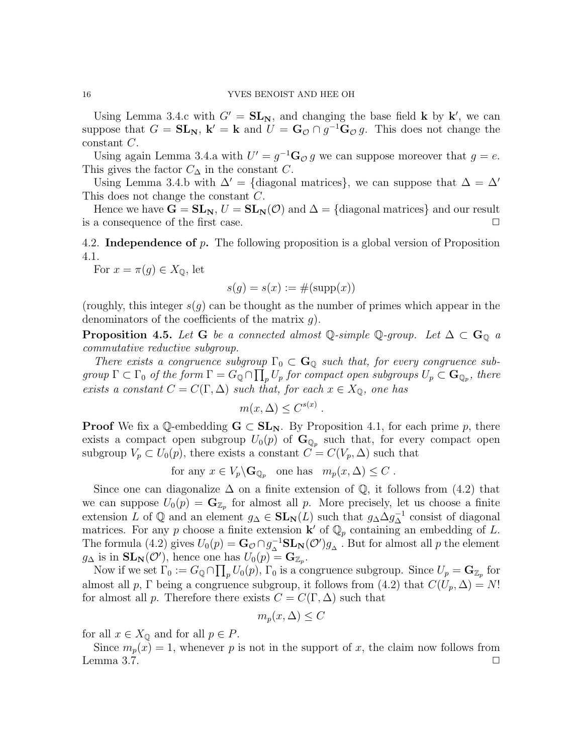Using Lemma 3.4.c with $G' = \mathbf{SL_N}$, and changing the base field $\mathbf{k}$ by $\mathbf{k}'$, we can suppose that $G = \mathbf{SL_N}$, $\mathbf{k}' = \mathbf{k}$ and $U = \mathbf{G}_{\mathcal{O}} \cap g^{-1}\mathbf{G}_{\mathcal{O}}\, g$. This does not change the constant $C$.

Using again Lemma 3.4.a with $U' = g^{-1}\mathbf{G}_{\mathcal{O}}\, g$ we can suppose moreover that $g = e$. This gives the factor $C_\Delta$ in the constant $C$.

Using Lemma 3.4.b with $\Delta' = \{$diagonal matrices$\}$, we can suppose that $\Delta = \Delta'$ This does not change the constant $C$.

Hence we have $\mathbf{G} = \mathbf{SL_N}$, $U = \mathbf{SL_N}(\mathcal{O})$ and $\Delta = \{$diagonal matrices$\}$ and our result is a consequence of the first case. $\square$

4.2. **Independence of $p$.** The following proposition is a global version of Proposition 4.1.

For $x = \pi(g) \in X_{\mathbb{Q}}$, let

$$s(g) = s(x) := \#(\mathrm{supp}(x))$$

(roughly, this integer $s(g)$ can be thought as the number of primes which appear in the denominators of the coefficients of the matrix $g$).

**Proposition 4.5.** *Let $\mathbf{G}$ be a connected almost $\mathbb{Q}$-simple $\mathbb{Q}$-group. Let $\Delta \subset \mathbf{G}_{\mathbb{Q}}$ a commutative reductive subgroup.*

*There exists a congruence subgroup $\Gamma_0 \subset \mathbf{G}_{\mathbb{Q}}$ such that, for every congruence subgroup $\Gamma \subset \Gamma_0$ of the form $\Gamma = G_{\mathbb{Q}} \cap \prod_p U_p$ for compact open subgroups $U_p \subset \mathbf{G}_{\mathbb{Q}_p}$, there exists a constant $C = C(\Gamma, \Delta)$ such that, for each $x \in X_{\mathbb{Q}}$, one has*

$$m(x, \Delta) \leq C^{s(x)} \; .$$

**Proof** We fix a $\mathbb{Q}$-embedding $\mathbf{G} \subset \mathbf{SL_N}$. By Proposition 4.1, for each prime $p$, there exists a compact open subgroup $U_0(p)$ of $\mathbf{G}_{\mathbb{Q}_p}$ such that, for every compact open subgroup $V_p \subset U_0(p)$, there exists a constant $C = C(V_p, \Delta)$ such that

$$\text{for any } x \in V_p \backslash \mathbf{G}_{\mathbb{Q}_p} \quad \text{one has} \quad m_p(x, \Delta) \leq C \; .$$

Since one can diagonalize $\Delta$ on a finite extension of $\mathbb{Q}$, it follows from (4.2) that we can suppose $U_0(p) = \mathbf{G}_{\mathbb{Z}_p}$ for almost all $p$. More precisely, let us choose a finite extension $L$ of $\mathbb{Q}$ and an element $g_\Delta \in \mathbf{SL_N}(L)$ such that $g_\Delta \Delta g_\Delta^{-1}$ consist of diagonal matrices. For any $p$ choose a finite extension $\mathbf{k}'$ of $\mathbb{Q}_p$ containing an embedding of $L$. The formula (4.2) gives $U_0(p) = \mathbf{G}_{\mathcal{O}} \cap g_{_\Delta}^{-1}\mathbf{SL_N}(\mathcal{O}')g_{_\Delta}$ . But for almost all $p$ the element $g_\Delta$ is in $\mathbf{SL_N}(\mathcal{O}')$, hence one has $U_0(p) = \mathbf{G}_{\mathbb{Z}_p}$.

Now if we set $\Gamma_0 := G_{\mathbb{Q}} \cap \prod_p U_0(p)$, $\Gamma_0$ is a congruence subgroup. Since $U_p = \mathbf{G}_{\mathbb{Z}_p}$ for almost all $p$, $\Gamma$ being a congruence subgroup, it follows from (4.2) that $C(U_p, \Delta) = N!$ for almost all $p$. Therefore there exists $C = C(\Gamma, \Delta)$ such that

$$m_p(x, \Delta) \leq C$$

for all $x \in X_{\mathbb{Q}}$ and for all $p \in P$.

Since $m_p(x) = 1$, whenever $p$ is not in the support of $x$, the claim now follows from Lemma 3.7. $\square$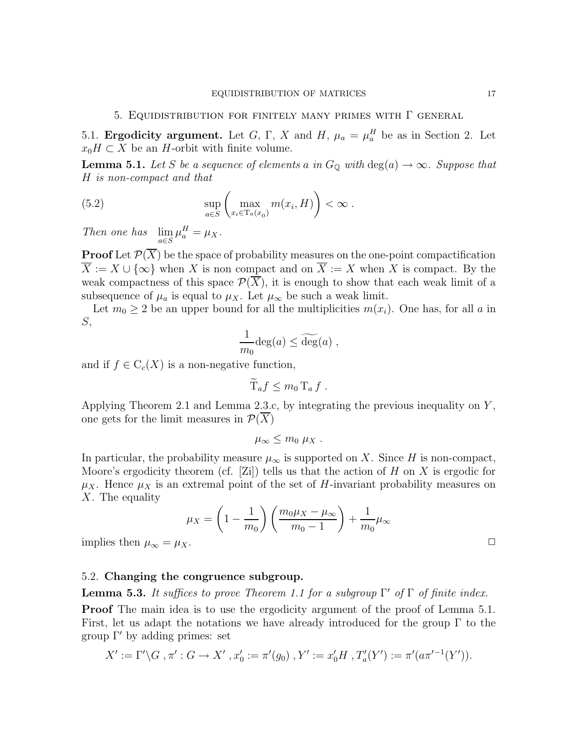## 5. Equidistribution for finitely many primes with $\Gamma$ general

### 5.1. Ergodicity argument.

**5.1. Ergodicity argument.** Let $G$, $\Gamma$, $X$ and $H$, $\mu_a = \mu_a^H$ be as in Section 2. Let $x_0 H \subset X$ be an $H$-orbit with finite volume.

**Lemma 5.1.** *Let $S$ be a sequence of elements $a$ in $G_{\mathbb{Q}}$ with $\deg(a) \to \infty$. Suppose that $H$ is non-compact and that*

$$\sup_{a \in S} \left( \max_{x_i \in \mathrm{T}_a(x_0)} m(x_i, H) \right) < \infty \,. \tag{5.2}$$

*Then one has* $\lim_{a \in S} \mu_a^H = \mu_X$.

**Proof** Let $\mathcal{P}(\overline{X})$ be the space of probability measures on the one-point compactification $\overline{X} := X \cup \{\infty\}$ when $X$ is non compact and on $\overline{X} := X$ when $X$ is compact. By the weak compactness of this space $\mathcal{P}(\overline{X})$, it is enough to show that each weak limit of a subsequence of $\mu_a$ is equal to $\mu_X$. Let $\mu_\infty$ be such a weak limit.

Let $m_0 \geq 2$ be an upper bound for all the multiplicities $m(x_i)$. One has, for all $a$ in $S$,

$$\frac{1}{m_0} \deg(a) \leq \widetilde{\deg}(a) \,,$$

and if $f \in \mathrm{C}_c(X)$ is a non-negative function,

$$\widetilde{\mathrm{T}}_a f \leq m_0 \, \mathrm{T}_a \, f \,.$$

Applying Theorem 2.1 and Lemma 2.3.c, by integrating the previous inequality on $Y$, one gets for the limit measures in $\mathcal{P}(\overline{X})$

$$\mu_\infty \leq m_0 \; \mu_X \,.$$

In particular, the probability measure $\mu_\infty$ is supported on $X$. Since $H$ is non-compact, Moore's ergodicity theorem (cf. [Zi]) tells us that the action of $H$ on $X$ is ergodic for $\mu_X$. Hence $\mu_X$ is an extremal point of the set of $H$-invariant probability measures on $X$. The equality

$$\mu_X = \left(1 - \frac{1}{m_0}\right) \left( \frac{m_0 \mu_X - \mu_\infty}{m_0 - 1} \right) + \frac{1}{m_0} \mu_\infty$$

implies then $\mu_\infty = \mu_X$. □

### 5.2. Changing the congruence subgroup.

**Lemma 5.3.** *It suffices to prove Theorem 1.1 for a subgroup $\Gamma'$ of $\Gamma$ of finite index.*

**Proof** The main idea is to use the ergodicity argument of the proof of Lemma 5.1. First, let us adapt the notations we have already introduced for the group $\Gamma$ to the group $\Gamma'$ by adding primes: set

$$X' := \Gamma' \backslash G \;, \pi' : G \to X' \;, x_0' := \pi'(g_0) \;, Y' := x_0' H \;, T_a'(Y') := \pi'(a \pi'^{-1}(Y')).$$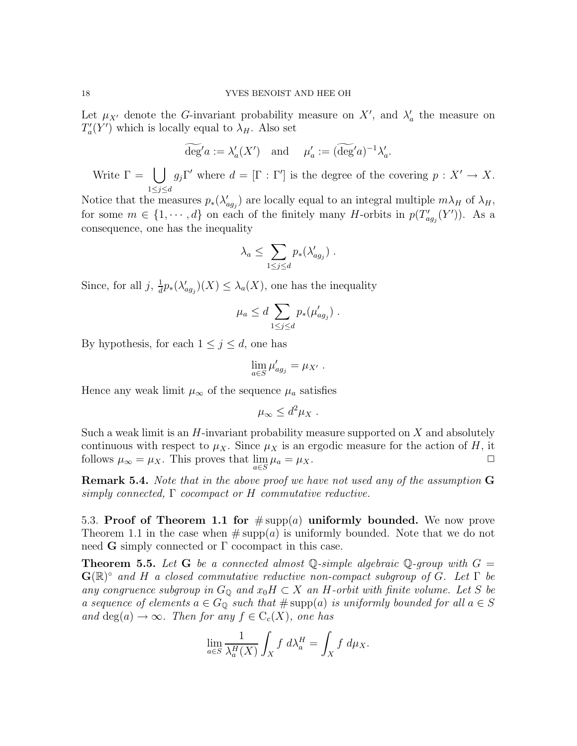Let $\mu_{X'}$ denote the $G$-invariant probability measure on $X'$, and $\lambda'_a$ the measure on $T'_a(Y')$ which is locally equal to $\lambda_H$. Also set

$$\widetilde{\deg}'a := \lambda'_a(X') \quad \text{and} \quad \mu'_a := (\widetilde{\deg}'a)^{-1}\lambda'_a.$$

Write $\Gamma = \bigcup_{1\leq j\leq d} g_j\Gamma'$ where $d = [\Gamma : \Gamma']$ is the degree of the covering $p : X' \to X$. Notice that the measures $p_*(\lambda'_{ag_j})$ are locally equal to an integral multiple $m\lambda_H$ of $\lambda_H$, for some $m \in \{1, \cdots, d\}$ on each of the finitely many $H$-orbits in $p(T'_{ag_j}(Y'))$. As a consequence, one has the inequality

$$\lambda_a \leq \sum_{1\leq j\leq d} p_*(\lambda'_{ag_j}) \ .$$

Since, for all $j$, $\frac{1}{d}p_*(\lambda'_{ag_j})(X) \leq \lambda_a(X)$, one has the inequality

$$\mu_a \leq d \sum_{1\leq j\leq d} p_*(\mu'_{ag_j}) \ .$$

By hypothesis, for each $1 \leq j \leq d$, one has

$$\lim_{a\in S} \mu'_{ag_j} = \mu_{X'} \ .$$

Hence any weak limit $\mu_\infty$ of the sequence $\mu_a$ satisfies

$$\mu_\infty \leq d^2\mu_X \ .$$

Such a weak limit is an $H$-invariant probability measure supported on $X$ and absolutely continuous with respect to $\mu_X$. Since $\mu_X$ is an ergodic measure for the action of $H$, it follows $\mu_\infty = \mu_X$. This proves that $\lim_{a\in S} \mu_a = \mu_X$. □

**Remark 5.4.** *Note that in the above proof we have not used any of the assumption* **G** *simply connected,* $\Gamma$ *cocompact or* $H$ *commutative reductive.*

5.3. **Proof of Theorem 1.1 for $\#\operatorname{supp}(a)$ uniformly bounded.** We now prove Theorem 1.1 in the case when $\#\operatorname{supp}(a)$ is uniformly bounded. Note that we do not need **G** simply connected or $\Gamma$ cocompact in this case.

**Theorem 5.5.** *Let* **G** *be a connected almost* $\mathbb{Q}$*-simple algebraic* $\mathbb{Q}$*-group with* $G = \mathbf{G}(\mathbb{R})^\circ$ *and* $H$ *a closed commutative reductive non-compact subgroup of* $G$*. Let* $\Gamma$ *be any congruence subgroup in* $G_\mathbb{Q}$ *and* $x_0H \subset X$ *an* $H$*-orbit with finite volume. Let* $S$ *be a sequence of elements* $a \in G_\mathbb{Q}$ *such that* $\#\operatorname{supp}(a)$ *is uniformly bounded for all* $a \in S$ *and* $\deg(a) \to \infty$*. Then for any* $f \in \mathrm{C}_c(X)$*, one has*

$$\lim_{a\in S} \frac{1}{\lambda_a^H(X)} \int_X f \ d\lambda_a^H = \int_X f \ d\mu_X.$$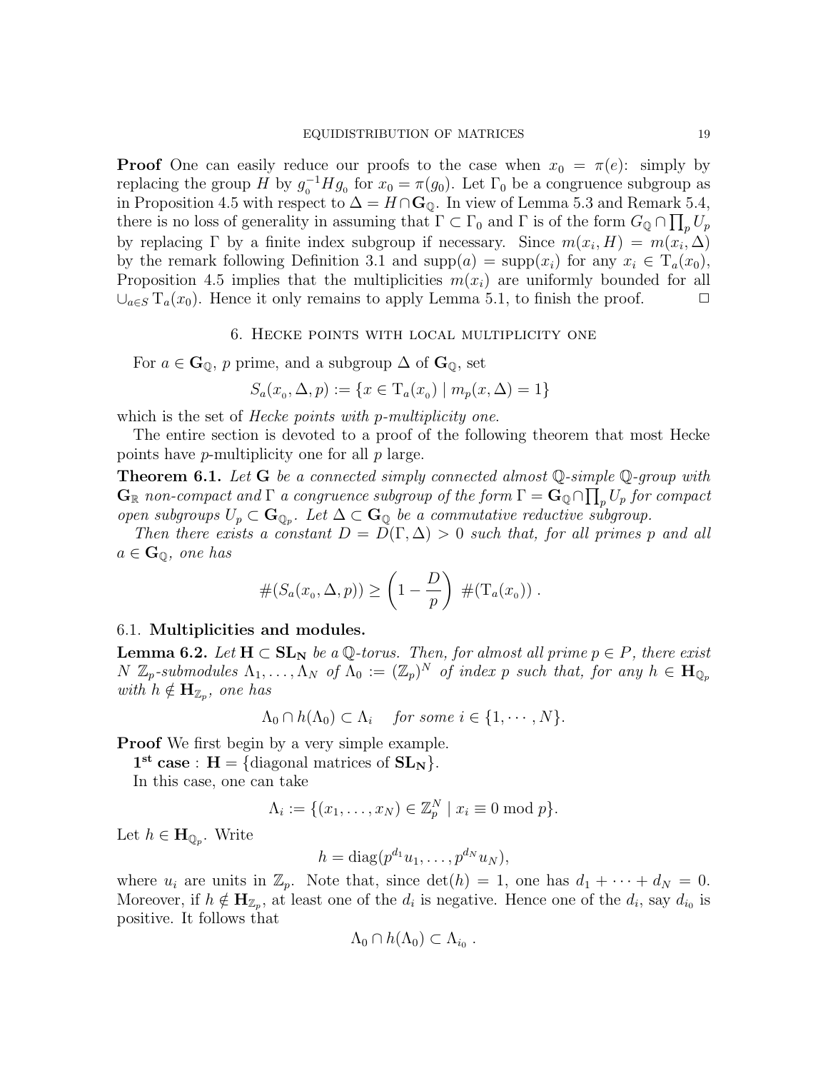**Proof** One can easily reduce our proofs to the case when $x_0 = \pi(e)$: simply by replacing the group $H$ by $g_0^{-1} H g_0$ for $x_0 = \pi(g_0)$. Let $\Gamma_0$ be a congruence subgroup as in Proposition 4.5 with respect to $\Delta = H \cap \mathbf{G}_{\mathbb{Q}}$. In view of Lemma 5.3 and Remark 5.4, there is no loss of generality in assuming that $\Gamma \subset \Gamma_0$ and $\Gamma$ is of the form $G_{\mathbb{Q}} \cap \prod_p U_p$ by replacing $\Gamma$ by a finite index subgroup if necessary. Since $m(x_i, H) = m(x_i, \Delta)$ by the remark following Definition 3.1 and $\mathrm{supp}(a) = \mathrm{supp}(x_i)$ for any $x_i \in \mathrm{T}_a(x_0)$, Proposition 4.5 implies that the multiplicities $m(x_i)$ are uniformly bounded for all $\cup_{a \in S} \mathrm{T}_a(x_0)$. Hence it only remains to apply Lemma 5.1, to finish the proof. $\square$

## 6. Hecke points with local multiplicity one

For $a \in \mathbf{G}_{\mathbb{Q}}$, $p$ prime, and a subgroup $\Delta$ of $\mathbf{G}_{\mathbb{Q}}$, set

$$S_a(x_0, \Delta, p) := \{x \in \mathrm{T}_a(x_0) \mid m_p(x, \Delta) = 1\}$$

which is the set of *Hecke points with p-multiplicity one*.

The entire section is devoted to a proof of the following theorem that most Hecke points have $p$-multiplicity one for all $p$ large.

**Theorem 6.1.** *Let $\mathbf{G}$ be a connected simply connected almost $\mathbb{Q}$-simple $\mathbb{Q}$-group with $\mathbf{G}_{\mathbb{R}}$ non-compact and $\Gamma$ a congruence subgroup of the form $\Gamma = \mathbf{G}_{\mathbb{Q}} \cap \prod_p U_p$ for compact open subgroups $U_p \subset \mathbf{G}_{\mathbb{Q}_p}$. Let $\Delta \subset \mathbf{G}_{\mathbb{Q}}$ be a commutative reductive subgroup.*

*Then there exists a constant $D = D(\Gamma, \Delta) > 0$ such that, for all primes $p$ and all $a \in \mathbf{G}_{\mathbb{Q}}$, one has*

$$\#(S_a(x_0, \Delta, p)) \geq \left(1 - \frac{D}{p}\right) \#(\mathrm{T}_a(x_0)) .$$

### 6.1. Multiplicities and modules.

**Lemma 6.2.** *Let $\mathbf{H} \subset \mathbf{SL_N}$ be a $\mathbb{Q}$-torus. Then, for almost all prime $p \in P$, there exist $N$ $\mathbb{Z}_p$-submodules $\Lambda_1, \ldots, \Lambda_N$ of $\Lambda_0 := (\mathbb{Z}_p)^N$ of index $p$ such that, for any $h \in \mathbf{H}_{\mathbb{Q}_p}$ with $h \notin \mathbf{H}_{\mathbb{Z}_p}$, one has*

$$\Lambda_0 \cap h(\Lambda_0) \subset \Lambda_i \quad \textit{for some } i \in \{1, \cdots, N\}.$$

**Proof** We first begin by a very simple example.

**$1^{\mathrm{st}}$ case** : $\mathbf{H} = \{$diagonal matrices of $\mathbf{SL_N}\}$.

In this case, one can take

$$\Lambda_i := \{(x_1, \ldots, x_N) \in \mathbb{Z}_p^N \mid x_i \equiv 0 \bmod p\}.$$

Let $h \in \mathbf{H}_{\mathbb{Q}_p}$. Write

$$h = \mathrm{diag}(p^{d_1} u_1, \ldots, p^{d_N} u_N),$$

where $u_i$ are units in $\mathbb{Z}_p$. Note that, since $\det(h) = 1$, one has $d_1 + \cdots + d_N = 0$. Moreover, if $h \notin \mathbf{H}_{\mathbb{Z}_p}$, at least one of the $d_i$ is negative. Hence one of the $d_i$, say $d_{i_0}$ is positive. It follows that

$$\Lambda_0 \cap h(\Lambda_0) \subset \Lambda_{i_0} .$$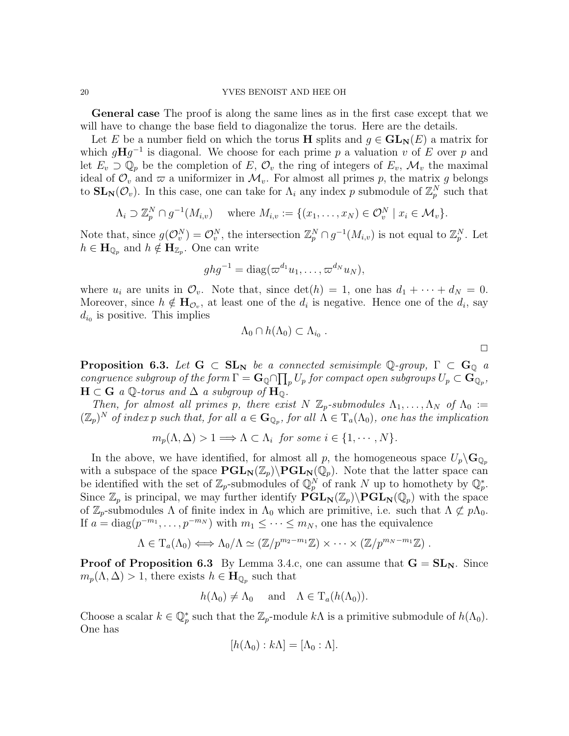**General case** The proof is along the same lines as in the first case except that we will have to change the base field to diagonalize the torus. Here are the details.

Let $E$ be a number field on which the torus $\mathbf{H}$ splits and $g \in \mathbf{GL_N}(E)$ a matrix for which $g\mathbf{H}g^{-1}$ is diagonal. We choose for each prime $p$ a valuation $v$ of $E$ over $p$ and let $E_v \supset \mathbb{Q}_p$ be the completion of $E$, $\mathcal{O}_v$ the ring of integers of $E_v$, $\mathcal{M}_v$ the maximal ideal of $\mathcal{O}_v$ and $\varpi$ a uniformizer in $\mathcal{M}_v$. For almost all primes $p$, the matrix $g$ belongs to $\mathbf{SL_N}(\mathcal{O}_v)$. In this case, one can take for $\Lambda_i$ any index $p$ submodule of $\mathbb{Z}_p^N$ such that

$$\Lambda_i \supset \mathbb{Z}_p^N \cap g^{-1}(M_{i,v}) \quad \text{ where } M_{i,v} := \{(x_1, \dots, x_N) \in \mathcal{O}_v^N \mid x_i \in \mathcal{M}_v\}.$$

Note that, since $g(\mathcal{O}_v^N) = \mathcal{O}_v^N$, the intersection $\mathbb{Z}_p^N \cap g^{-1}(M_{i,v})$ is not equal to $\mathbb{Z}_p^N$. Let $h \in \mathbf{H}_{\mathbb{Q}_p}$ and $h \notin \mathbf{H}_{\mathbb{Z}_p}$. One can write

$$ghg^{-1} = \operatorname{diag}(\varpi^{d_1}u_1, \dots, \varpi^{d_N}u_N),$$

where $u_i$ are units in $\mathcal{O}_v$. Note that, since $\det(h) = 1$, one has $d_1 + \cdots + d_N = 0$. Moreover, since $h \notin \mathbf{H}_{\mathcal{O}_v}$, at least one of the $d_i$ is negative. Hence one of the $d_i$, say $d_{i_0}$ is positive. This implies

$$\Lambda_0 \cap h(\Lambda_0) \subset \Lambda_{i_0} \ .$$

$\square$

**Proposition 6.3.** *Let $\mathbf{G} \subset \mathbf{SL_N}$ be a connected semisimple $\mathbb{Q}$-group, $\Gamma \subset \mathbf{G}_\mathbb{Q}$ a congruence subgroup of the form $\Gamma = \mathbf{G}_\mathbb{Q} \cap \prod_p U_p$ for compact open subgroups $U_p \subset \mathbf{G}_{\mathbb{Q}_p}$, $\mathbf{H} \subset \mathbf{G}$ a $\mathbb{Q}$-torus and $\Delta$ a subgroup of $\mathbf{H}_\mathbb{Q}$.*

*Then, for almost all primes $p$, there exist $N$ $\mathbb{Z}_p$-submodules $\Lambda_1, \dots, \Lambda_N$ of $\Lambda_0 := (\mathbb{Z}_p)^N$ of index $p$ such that, for all $a \in \mathbf{G}_{\mathbb{Q}_p}$, for all $\Lambda \in \mathrm{T}_a(\Lambda_0)$, one has the implication*

$$m_p(\Lambda, \Delta) > 1 \Longrightarrow \Lambda \subset \Lambda_i \ \textit{ for some } i \in \{1, \cdots, N\}.$$

In the above, we have identified, for almost all $p$, the homogeneous space $U_p \backslash \mathbf{G}_{\mathbb{Q}_p}$ with a subspace of the space $\mathbf{PGL_N}(\mathbb{Z}_p)\backslash\mathbf{PGL_N}(\mathbb{Q}_p)$. Note that the latter space can be identified with the set of $\mathbb{Z}_p$-submodules of $\mathbb{Q}_p^N$ of rank $N$ up to homothety by $\mathbb{Q}_p^*$. Since $\mathbb{Z}_p$ is principal, we may further identify $\mathbf{PGL_N}(\mathbb{Z}_p)\backslash\mathbf{PGL_N}(\mathbb{Q}_p)$ with the space of $\mathbb{Z}_p$-submodules $\Lambda$ of finite index in $\Lambda_0$ which are primitive, i.e. such that $\Lambda \not\subset p\Lambda_0$. If $a = \operatorname{diag}(p^{-m_1}, \dots, p^{-m_N})$ with $m_1 \leq \cdots \leq m_N$, one has the equivalence

$$\Lambda \in \mathrm{T}_a(\Lambda_0) \Longleftrightarrow \Lambda_0/\Lambda \simeq (\mathbb{Z}/p^{m_2-m_1}\mathbb{Z}) \times \cdots \times (\mathbb{Z}/p^{m_N-m_1}\mathbb{Z}) \ .$$

**Proof of Proposition 6.3** By Lemma 3.4.c, one can assume that $\mathbf{G} = \mathbf{SL_N}$. Since $m_p(\Lambda, \Delta) > 1$, there exists $h \in \mathbf{H}_{\mathbb{Q}_p}$ such that

$$h(\Lambda_0) \neq \Lambda_0 \quad \text{ and } \quad \Lambda \in \mathrm{T}_a(h(\Lambda_0)).$$

Choose a scalar $k \in \mathbb{Q}_p^*$ such that the $\mathbb{Z}_p$-module $k\Lambda$ is a primitive submodule of $h(\Lambda_0)$. One has

$$[h(\Lambda_0) : k\Lambda] = [\Lambda_0 : \Lambda].$$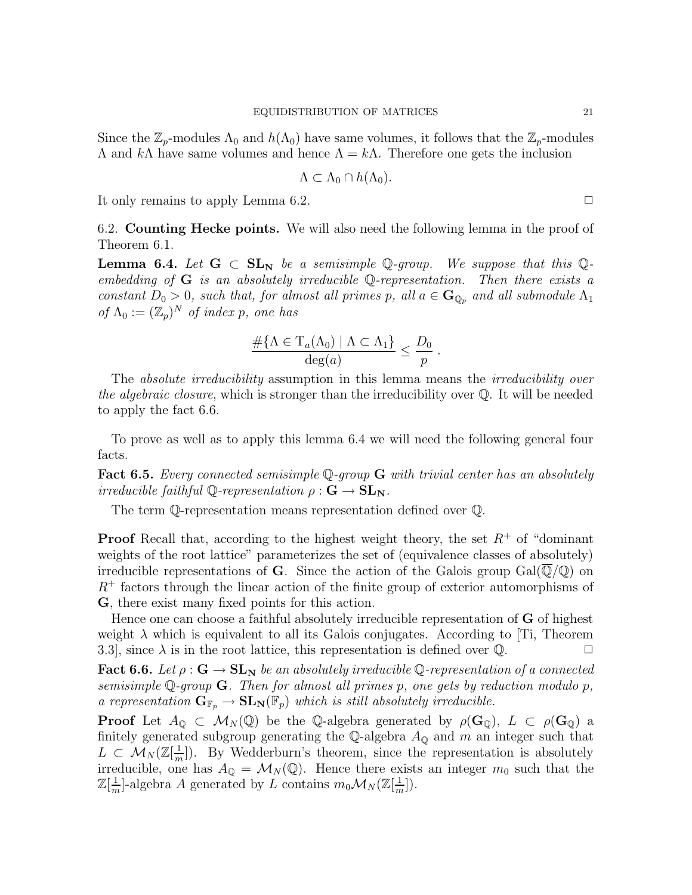Since the $\mathbb{Z}_p$-modules $\Lambda_0$ and $h(\Lambda_0)$ have same volumes, it follows that the $\mathbb{Z}_p$-modules $\Lambda$ and $k\Lambda$ have same volumes and hence $\Lambda = k\Lambda$. Therefore one gets the inclusion

$$\Lambda \subset \Lambda_0 \cap h(\Lambda_0).$$

It only remains to apply Lemma 6.2. $\square$

### 6.2. Counting Hecke points.

We will also need the following lemma in the proof of Theorem 6.1.

**Lemma 6.4.** *Let $\mathbf{G} \subset \mathbf{SL_N}$ be a semisimple $\mathbb{Q}$-group. We suppose that this $\mathbb{Q}$-embedding of $\mathbf{G}$ is an absolutely irreducible $\mathbb{Q}$-representation. Then there exists a constant $D_0 > 0$, such that, for almost all primes $p$, all $a \in \mathbf{G}_{\mathbb{Q}_p}$ and all submodule $\Lambda_1$ of $\Lambda_0 := (\mathbb{Z}_p)^N$ of index $p$, one has*

$$\frac{\#\{\Lambda \in \mathrm{T}_a(\Lambda_0) \mid \Lambda \subset \Lambda_1\}}{\deg(a)} \leq \frac{D_0}{p}\ .$$

The *absolute irreducibility* assumption in this lemma means the *irreducibility over the algebraic closure*, which is stronger than the irreducibility over $\mathbb{Q}$. It will be needed to apply the fact 6.6.

To prove as well as to apply this lemma 6.4 we will need the following general four facts.

**Fact 6.5.** *Every connected semisimple $\mathbb{Q}$-group $\mathbf{G}$ with trivial center has an absolutely irreducible faithful $\mathbb{Q}$-representation $\rho : \mathbf{G} \to \mathbf{SL_N}$.*

The term $\mathbb{Q}$-representation means representation defined over $\mathbb{Q}$.

**Proof** Recall that, according to the highest weight theory, the set $R^+$ of "dominant weights of the root lattice" parameterizes the set of (equivalence classes of absolutely) irreducible representations of $\mathbf{G}$. Since the action of the Galois group $\mathrm{Gal}(\overline{\mathbb{Q}}/\mathbb{Q})$ on $R^+$ factors through the linear action of the finite group of exterior automorphisms of $\mathbf{G}$, there exist many fixed points for this action.

Hence one can choose a faithful absolutely irreducible representation of $\mathbf{G}$ of highest weight $\lambda$ which is equivalent to all its Galois conjugates. According to [Ti, Theorem 3.3], since $\lambda$ is in the root lattice, this representation is defined over $\mathbb{Q}$. $\square$

**Fact 6.6.** *Let $\rho : \mathbf{G} \to \mathbf{SL_N}$ be an absolutely irreducible $\mathbb{Q}$-representation of a connected semisimple $\mathbb{Q}$-group $\mathbf{G}$. Then for almost all primes $p$, one gets by reduction modulo $p$, a representation $\mathbf{G}_{\mathbb{F}_p} \to \mathbf{SL_N}(\mathbb{F}_p)$ which is still absolutely irreducible.*

**Proof** Let $A_{\mathbb{Q}} \subset \mathcal{M}_N(\mathbb{Q})$ be the $\mathbb{Q}$-algebra generated by $\rho(\mathbf{G}_{\mathbb{Q}})$, $L \subset \rho(\mathbf{G}_{\mathbb{Q}})$ a finitely generated subgroup generating the $\mathbb{Q}$-algebra $A_{\mathbb{Q}}$ and $m$ an integer such that $L \subset \mathcal{M}_N(\mathbb{Z}[\frac{1}{m}])$. By Wedderburn's theorem, since the representation is absolutely irreducible, one has $A_{\mathbb{Q}} = \mathcal{M}_N(\mathbb{Q})$. Hence there exists an integer $m_0$ such that the $\mathbb{Z}[\frac{1}{m}]$-algebra $A$ generated by $L$ contains $m_0\mathcal{M}_N(\mathbb{Z}[\frac{1}{m}])$.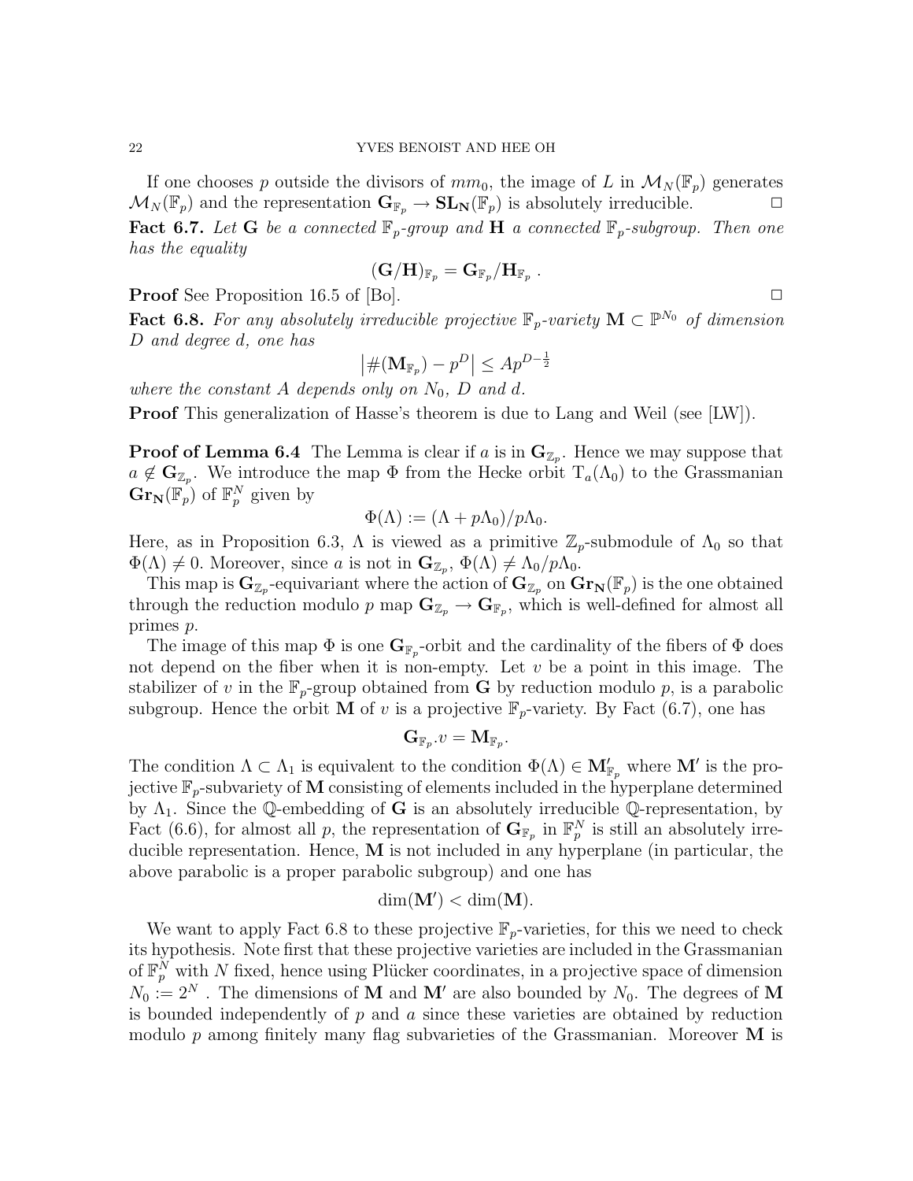If one chooses $p$ outside the divisors of $mm_0$, the image of $L$ in $\mathcal{M}_N(\mathbb{F}_p)$ generates $\mathcal{M}_N(\mathbb{F}_p)$ and the representation $\mathbf{G}_{\mathbb{F}_p} \to \mathbf{SL_N}(\mathbb{F}_p)$ is absolutely irreducible. $\square$

**Fact 6.7.** *Let $\mathbf{G}$ be a connected $\mathbb{F}_p$-group and $\mathbf{H}$ a connected $\mathbb{F}_p$-subgroup. Then one has the equality*

$$(\mathbf{G}/\mathbf{H})_{\mathbb{F}_p} = \mathbf{G}_{\mathbb{F}_p}/\mathbf{H}_{\mathbb{F}_p} .$$

**Proof** See Proposition 16.5 of [Bo]. $\square$

**Fact 6.8.** *For any absolutely irreducible projective $\mathbb{F}_p$-variety $\mathbf{M} \subset \mathbb{P}^{N_0}$ of dimension $D$ and degree $d$, one has*

$$\left|\#(\mathbf{M}_{\mathbb{F}_p}) - p^D\right| \leq Ap^{D-\frac{1}{2}}$$

*where the constant $A$ depends only on $N_0$, $D$ and $d$.*

**Proof** This generalization of Hasse's theorem is due to Lang and Weil (see [LW]).

**Proof of Lemma 6.4** The Lemma is clear if $a$ is in $\mathbf{G}_{\mathbb{Z}_p}$. Hence we may suppose that $a \notin \mathbf{G}_{\mathbb{Z}_p}$. We introduce the map $\Phi$ from the Hecke orbit $\mathrm{T}_a(\Lambda_0)$ to the Grassmanian $\mathbf{Gr_N}(\mathbb{F}_p)$ of $\mathbb{F}_p^N$ given by

$$\Phi(\Lambda) := (\Lambda + p\Lambda_0)/p\Lambda_0.$$

Here, as in Proposition 6.3, $\Lambda$ is viewed as a primitive $\mathbb{Z}_p$-submodule of $\Lambda_0$ so that $\Phi(\Lambda) \neq 0$. Moreover, since $a$ is not in $\mathbf{G}_{\mathbb{Z}_p}$, $\Phi(\Lambda) \neq \Lambda_0/p\Lambda_0$.

This map is $\mathbf{G}_{\mathbb{Z}_p}$-equivariant where the action of $\mathbf{G}_{\mathbb{Z}_p}$ on $\mathbf{Gr_N}(\mathbb{F}_p)$ is the one obtained through the reduction modulo $p$ map $\mathbf{G}_{\mathbb{Z}_p} \to \mathbf{G}_{\mathbb{F}_p}$, which is well-defined for almost all primes $p$.

The image of this map $\Phi$ is one $\mathbf{G}_{\mathbb{F}_p}$-orbit and the cardinality of the fibers of $\Phi$ does not depend on the fiber when it is non-empty. Let $v$ be a point in this image. The stabilizer of $v$ in the $\mathbb{F}_p$-group obtained from $\mathbf{G}$ by reduction modulo $p$, is a parabolic subgroup. Hence the orbit $\mathbf{M}$ of $v$ is a projective $\mathbb{F}_p$-variety. By Fact (6.7), one has

$$\mathbf{G}_{\mathbb{F}_p}.v = \mathbf{M}_{\mathbb{F}_p}.$$

The condition $\Lambda \subset \Lambda_1$ is equivalent to the condition $\Phi(\Lambda) \in \mathbf{M}'_{\mathbb{F}_p}$ where $\mathbf{M}'$ is the projective $\mathbb{F}_p$-subvariety of $\mathbf{M}$ consisting of elements included in the hyperplane determined by $\Lambda_1$. Since the $\mathbb{Q}$-embedding of $\mathbf{G}$ is an absolutely irreducible $\mathbb{Q}$-representation, by Fact (6.6), for almost all $p$, the representation of $\mathbf{G}_{\mathbb{F}_p}$ in $\mathbb{F}_p^N$ is still an absolutely irreducible representation. Hence, $\mathbf{M}$ is not included in any hyperplane (in particular, the above parabolic is a proper parabolic subgroup) and one has

$$\dim(\mathbf{M}') < \dim(\mathbf{M}).$$

We want to apply Fact 6.8 to these projective $\mathbb{F}_p$-varieties, for this we need to check its hypothesis. Note first that these projective varieties are included in the Grassmanian of $\mathbb{F}_p^N$ with $N$ fixed, hence using Plücker coordinates, in a projective space of dimension $N_0 := 2^N$ . The dimensions of $\mathbf{M}$ and $\mathbf{M}'$ are also bounded by $N_0$. The degrees of $\mathbf{M}$ is bounded independently of $p$ and $a$ since these varieties are obtained by reduction modulo $p$ among finitely many flag subvarieties of the Grassmanian. Moreover $\mathbf{M}$ is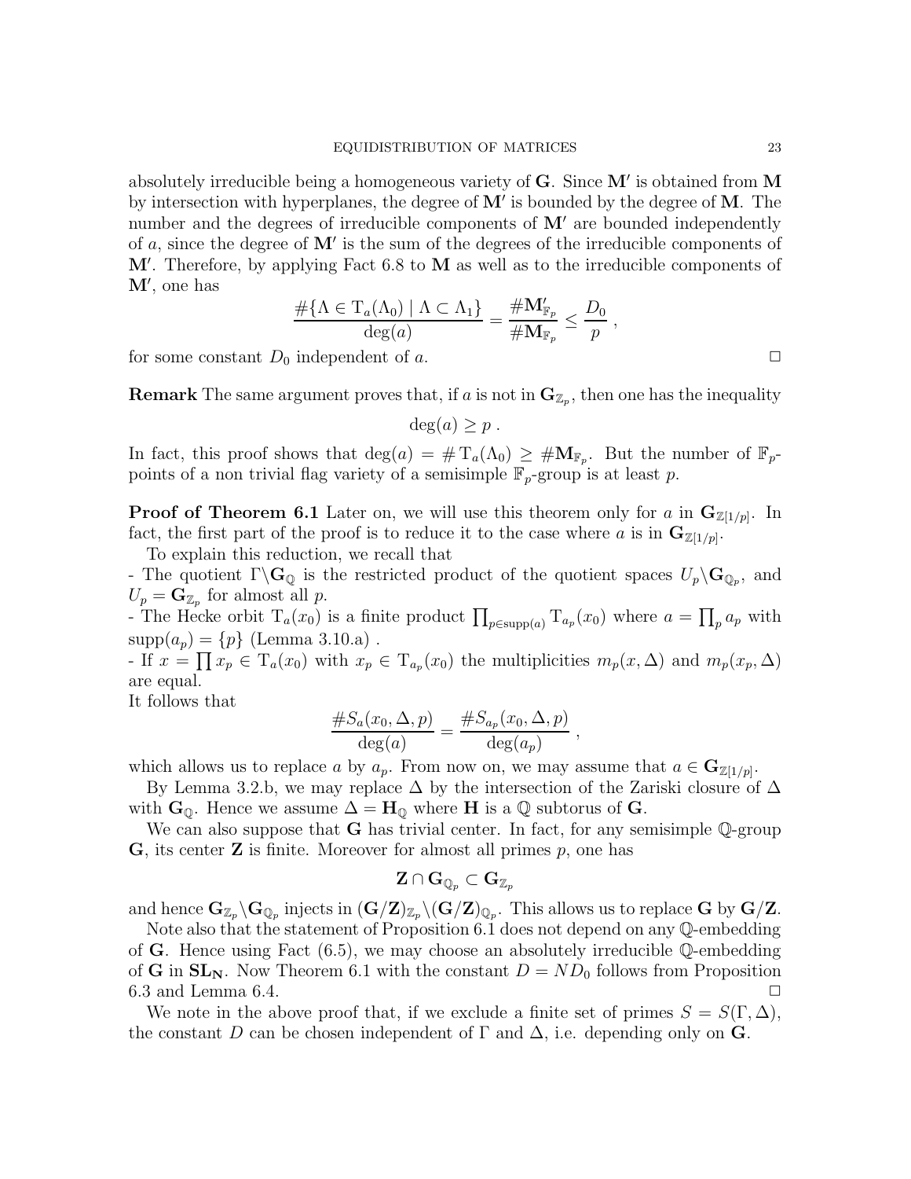absolutely irreducible being a homogeneous variety of $\mathbf{G}$. Since $\mathbf{M}'$ is obtained from $\mathbf{M}$ by intersection with hyperplanes, the degree of $\mathbf{M}'$ is bounded by the degree of $\mathbf{M}$. The number and the degrees of irreducible components of $\mathbf{M}'$ are bounded independently of $a$, since the degree of $\mathbf{M}'$ is the sum of the degrees of the irreducible components of $\mathbf{M}'$. Therefore, by applying Fact 6.8 to $\mathbf{M}$ as well as to the irreducible components of $\mathbf{M}'$, one has

$$\frac{\#\{\Lambda \in \mathrm{T}_a(\Lambda_0) \mid \Lambda \subset \Lambda_1\}}{\deg(a)} = \frac{\#\mathbf{M}'_{\mathbb{F}_p}}{\#\mathbf{M}_{\mathbb{F}_p}} \leq \frac{D_0}{p} \ ,$$

for some constant $D_0$ independent of $a$. $\square$

**Remark** The same argument proves that, if $a$ is not in $\mathbf{G}_{\mathbb{Z}_p}$, then one has the inequality

$$\deg(a) \geq p \ .$$

In fact, this proof shows that $\deg(a) = \#\,\mathrm{T}_a(\Lambda_0) \geq \#\mathbf{M}_{\mathbb{F}_p}$. But the number of $\mathbb{F}_p$-points of a non trivial flag variety of a semisimple $\mathbb{F}_p$-group is at least $p$.

**Proof of Theorem 6.1** Later on, we will use this theorem only for $a$ in $\mathbf{G}_{\mathbb{Z}[1/p]}$. In fact, the first part of the proof is to reduce it to the case where $a$ is in $\mathbf{G}_{\mathbb{Z}[1/p]}$.

To explain this reduction, we recall that

- The quotient $\Gamma\backslash\mathbf{G}_{\mathbb{Q}}$ is the restricted product of the quotient spaces $U_p\backslash\mathbf{G}_{\mathbb{Q}_p}$, and $U_p = \mathbf{G}_{\mathbb{Z}_p}$ for almost all $p$.
- The Hecke orbit $\mathrm{T}_a(x_0)$ is a finite product $\prod_{p\in\mathrm{supp}(a)} \mathrm{T}_{a_p}(x_0)$ where $a = \prod_p a_p$ with $\mathrm{supp}(a_p) = \{p\}$ (Lemma 3.10.a) .
- If $x = \prod x_p \in \mathrm{T}_a(x_0)$ with $x_p \in \mathrm{T}_{a_p}(x_0)$ the multiplicities $m_p(x, \Delta)$ and $m_p(x_p, \Delta)$ are equal.

It follows that

$$\frac{\#S_a(x_0, \Delta, p)}{\deg(a)} = \frac{\#S_{a_p}(x_0, \Delta, p)}{\deg(a_p)} \ ,$$

which allows us to replace $a$ by $a_p$. From now on, we may assume that $a \in \mathbf{G}_{\mathbb{Z}[1/p]}$.

By Lemma 3.2.b, we may replace $\Delta$ by the intersection of the Zariski closure of $\Delta$ with $\mathbf{G}_{\mathbb{Q}}$. Hence we assume $\Delta = \mathbf{H}_{\mathbb{Q}}$ where $\mathbf{H}$ is a $\mathbb{Q}$ subtorus of $\mathbf{G}$.

We can also suppose that $\mathbf{G}$ has trivial center. In fact, for any semisimple $\mathbb{Q}$-group $\mathbf{G}$, its center $\mathbf{Z}$ is finite. Moreover for almost all primes $p$, one has

$$\mathbf{Z} \cap \mathbf{G}_{\mathbb{Q}_p} \subset \mathbf{G}_{\mathbb{Z}_p}$$

and hence $\mathbf{G}_{\mathbb{Z}_p}\backslash\mathbf{G}_{\mathbb{Q}_p}$ injects in $(\mathbf{G}/\mathbf{Z})_{\mathbb{Z}_p}\backslash(\mathbf{G}/\mathbf{Z})_{\mathbb{Q}_p}$. This allows us to replace $\mathbf{G}$ by $\mathbf{G}/\mathbf{Z}$.

Note also that the statement of Proposition 6.1 does not depend on any $\mathbb{Q}$-embedding of $\mathbf{G}$. Hence using Fact (6.5), we may choose an absolutely irreducible $\mathbb{Q}$-embedding of $\mathbf{G}$ in $\mathbf{SL_N}$. Now Theorem 6.1 with the constant $D = ND_0$ follows from Proposition 6.3 and Lemma 6.4. $\square$

We note in the above proof that, if we exclude a finite set of primes $S = S(\Gamma, \Delta)$, the constant $D$ can be chosen independent of $\Gamma$ and $\Delta$, i.e. depending only on $\mathbf{G}$.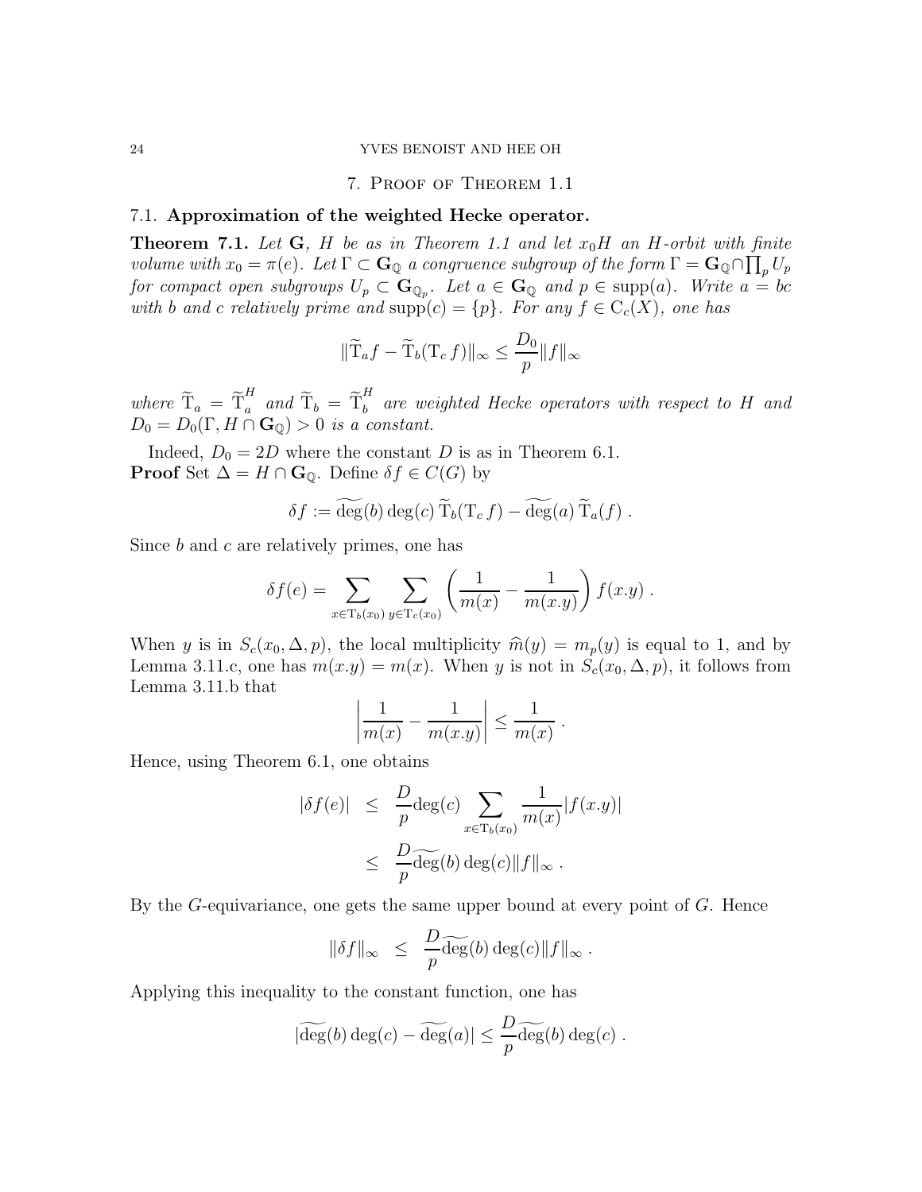## 7. Proof of Theorem 1.1

### 7.1. Approximation of the weighted Hecke operator.

**Theorem 7.1.** *Let $\mathbf{G}$, $H$ be as in Theorem 1.1 and let $x_0H$ an $H$-orbit with finite volume with $x_0 = \pi(e)$. Let $\Gamma \subset \mathbf{G}_{\mathbb{Q}}$ a congruence subgroup of the form $\Gamma = \mathbf{G}_{\mathbb{Q}} \cap \prod_p U_p$ for compact open subgroups $U_p \subset \mathbf{G}_{\mathbb{Q}_p}$. Let $a \in \mathbf{G}_{\mathbb{Q}}$ and $p \in \operatorname{supp}(a)$. Write $a = bc$ with $b$ and $c$ relatively prime and $\operatorname{supp}(c) = \{p\}$. For any $f \in \mathrm{C}_c(X)$, one has*

$$\|\widetilde{\mathrm{T}}_a f - \widetilde{\mathrm{T}}_b(\mathrm{T}_c\, f)\|_\infty \leq \frac{D_0}{p}\|f\|_\infty$$

*where $\widetilde{\mathrm{T}}_a = \widetilde{\mathrm{T}}_a^H$ and $\widetilde{\mathrm{T}}_b = \widetilde{\mathrm{T}}_b^H$ are weighted Hecke operators with respect to $H$ and $D_0 = D_0(\Gamma, H \cap \mathbf{G}_{\mathbb{Q}}) > 0$ is a constant.*

Indeed, $D_0 = 2D$ where the constant $D$ is as in Theorem 6.1.

**Proof** Set $\Delta = H \cap \mathbf{G}_{\mathbb{Q}}$. Define $\delta f \in C(G)$ by

$$\delta f := \widetilde{\deg}(b)\deg(c)\,\widetilde{\mathrm{T}}_b(\mathrm{T}_c\, f) - \widetilde{\deg}(a)\,\widetilde{\mathrm{T}}_a(f)\ .$$

Since $b$ and $c$ are relatively primes, one has

$$\delta f(e) = \sum_{x \in \mathrm{T}_b(x_0)} \sum_{y \in \mathrm{T}_c(x_0)} \left(\frac{1}{m(x)} - \frac{1}{m(x.y)}\right) f(x.y)\ .$$

When $y$ is in $S_c(x_0, \Delta, p)$, the local multiplicity $\widehat{m}(y) = m_p(y)$ is equal to 1, and by Lemma 3.11.c, one has $m(x.y) = m(x)$. When $y$ is not in $S_c(x_0, \Delta, p)$, it follows from Lemma 3.11.b that

$$\left|\frac{1}{m(x)} - \frac{1}{m(x.y)}\right| \leq \frac{1}{m(x)}\ .$$

Hence, using Theorem 6.1, one obtains

$$\begin{aligned}
|\delta f(e)| &\leq \frac{D}{p}\deg(c) \sum_{x \in \mathrm{T}_b(x_0)} \frac{1}{m(x)}|f(x.y)| \\
&\leq \frac{D}{p}\widetilde{\deg}(b)\deg(c)\|f\|_\infty\ .
\end{aligned}$$

By the $G$-equivariance, one gets the same upper bound at every point of $G$. Hence

$$\|\delta f\|_\infty \leq \frac{D}{p}\widetilde{\deg}(b)\deg(c)\|f\|_\infty\ .$$

Applying this inequality to the constant function, one has

$$|\widetilde{\deg}(b)\deg(c) - \widetilde{\deg}(a)| \leq \frac{D}{p}\widetilde{\deg}(b)\deg(c)\ .$$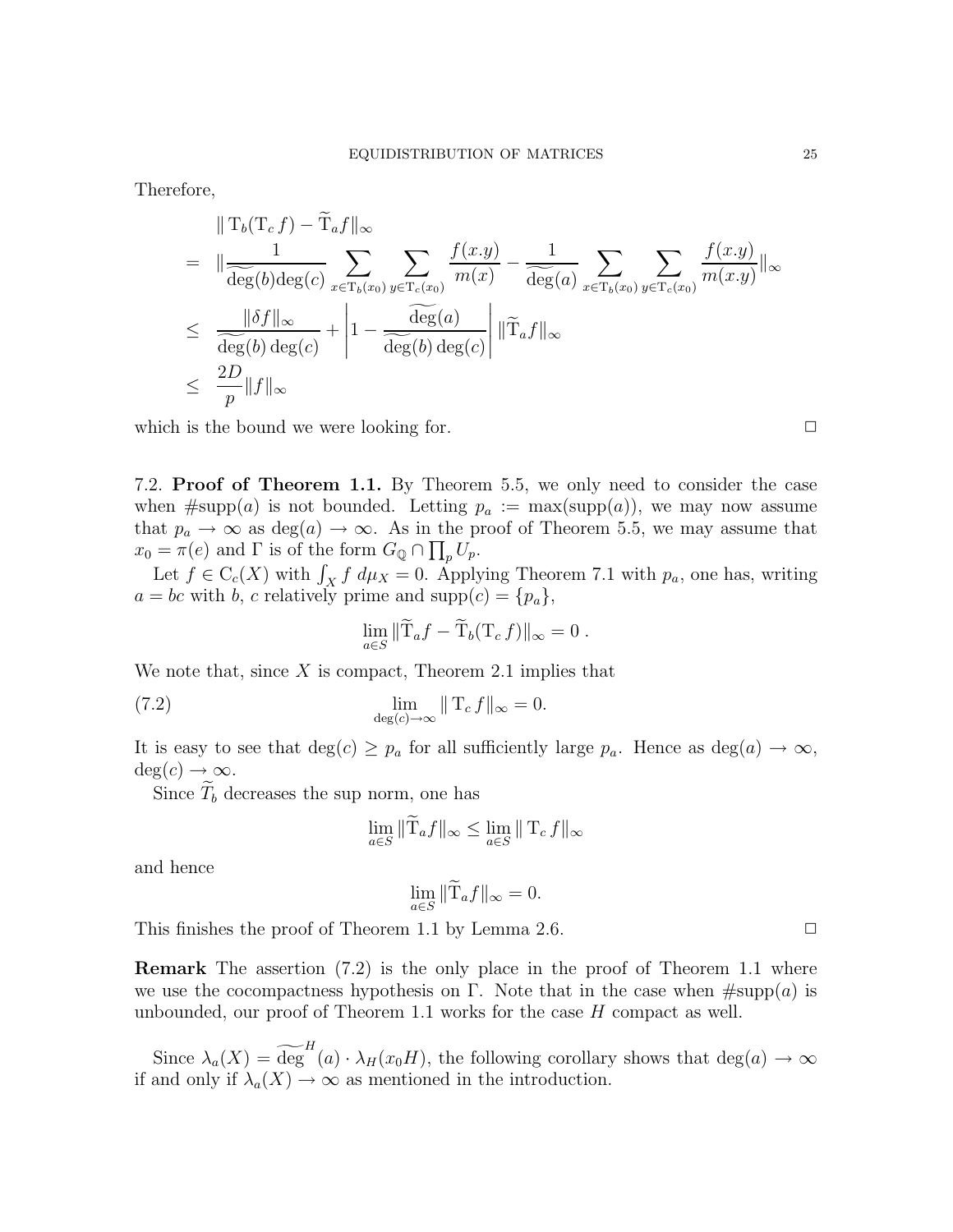Therefore,

$$
\begin{aligned}
& \| \mathrm{T}_b(\mathrm{T}_c f) - \widetilde{\mathrm{T}}_a f\|_\infty \\
= \;& \|\frac{1}{\widetilde{\deg}(b)\deg(c)} \sum_{x \in \mathrm{T}_b(x_0)} \sum_{y \in \mathrm{T}_c(x_0)} \frac{f(x.y)}{m(x)} - \frac{1}{\widetilde{\deg}(a)} \sum_{x \in \mathrm{T}_b(x_0)} \sum_{y \in \mathrm{T}_c(x_0)} \frac{f(x.y)}{m(x.y)} \|_\infty \\
\leq \;& \frac{\|\delta f\|_\infty}{\widetilde{\deg}(b)\deg(c)} + \left| 1 - \frac{\widetilde{\deg}(a)}{\widetilde{\deg}(b)\deg(c)} \right| \|\widetilde{\mathrm{T}}_a f\|_\infty \\
\leq \;& \frac{2D}{p} \|f\|_\infty
\end{aligned}
$$

which is the bound we were looking for. $\square$

7.2. **Proof of Theorem 1.1.** By Theorem 5.5, we only need to consider the case when $\#\mathrm{supp}(a)$ is not bounded. Letting $p_a := \max(\mathrm{supp}(a))$, we may now assume that $p_a \to \infty$ as $\deg(a) \to \infty$. As in the proof of Theorem 5.5, we may assume that $x_0 = \pi(e)$ and $\Gamma$ is of the form $G_{\mathbb{Q}} \cap \prod_p U_p$.

Let $f \in \mathrm{C}_c(X)$ with $\int_X f \, d\mu_X = 0$. Applying Theorem 7.1 with $p_a$, one has, writing $a = bc$ with $b$, $c$ relatively prime and $\mathrm{supp}(c) = \{p_a\}$,

$$\lim_{a \in S} \|\widetilde{\mathrm{T}}_a f - \widetilde{\mathrm{T}}_b(\mathrm{T}_c f)\|_\infty = 0 \, .$$

We note that, since $X$ is compact, Theorem 2.1 implies that

$$\lim_{\deg(c) \to \infty} \| \mathrm{T}_c f\|_\infty = 0. \tag{7.2}$$

It is easy to see that $\deg(c) \geq p_a$ for all sufficiently large $p_a$. Hence as $\deg(a) \to \infty$, $\deg(c) \to \infty$.

Since $\widetilde{T}_b$ decreases the sup norm, one has

$$\lim_{a \in S} \|\widetilde{\mathrm{T}}_a f\|_\infty \leq \lim_{a \in S} \| \mathrm{T}_c f\|_\infty$$

and hence

$$\lim_{a \in S} \|\widetilde{\mathrm{T}}_a f\|_\infty = 0.$$

This finishes the proof of Theorem 1.1 by Lemma 2.6. $\square$

**Remark** The assertion (7.2) is the only place in the proof of Theorem 1.1 where we use the cocompactness hypothesis on $\Gamma$. Note that in the case when $\#\mathrm{supp}(a)$ is unbounded, our proof of Theorem 1.1 works for the case $H$ compact as well.

Since $\lambda_a(X) = \widetilde{\deg}^H(a) \cdot \lambda_H(x_0 H)$, the following corollary shows that $\deg(a) \to \infty$ if and only if $\lambda_a(X) \to \infty$ as mentioned in the introduction.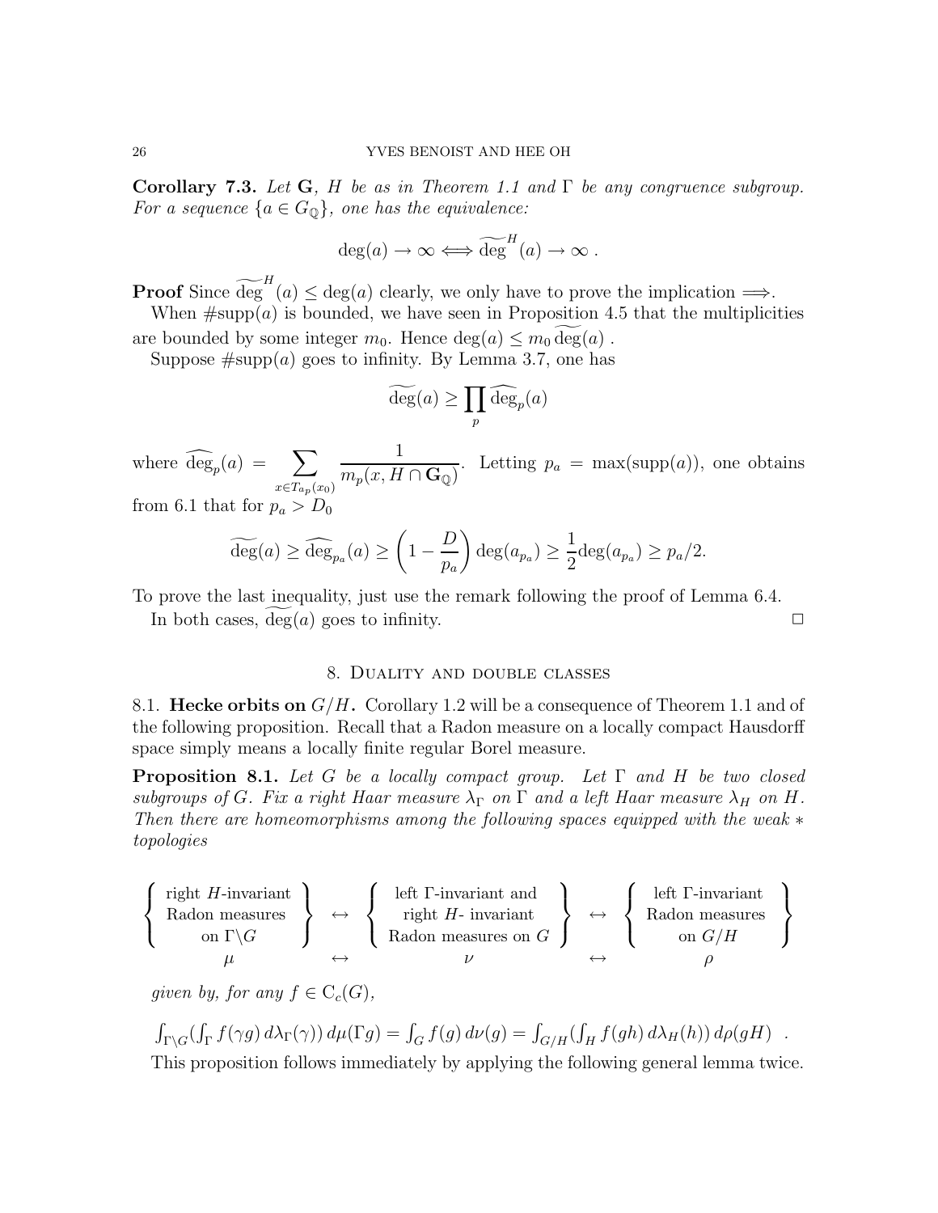**Corollary 7.3.** *Let* $\mathbf{G}$*,* $H$ *be as in Theorem 1.1 and* $\Gamma$ *be any congruence subgroup. For a sequence* $\{a \in G_{\mathbb{Q}}\}$*, one has the equivalence:*

$$\deg(a) \to \infty \Longleftrightarrow \widetilde{\deg}^H(a) \to \infty \,.$$

**Proof** Since $\widetilde{\deg}^H(a) \leq \deg(a)$ clearly, we only have to prove the implication $\Longrightarrow$.

When $\#\mathrm{supp}(a)$ is bounded, we have seen in Proposition 4.5 that the multiplicities are bounded by some integer $m_0$. Hence $\deg(a) \leq m_0 \widetilde{\deg}(a)$ .

Suppose $\#\mathrm{supp}(a)$ goes to infinity. By Lemma 3.7, one has

$$\widetilde{\deg}(a) \geq \prod_p \widehat{\deg}_p(a)$$

where $\widehat{\deg}_p(a) = \displaystyle\sum_{x \in T_{a_p}(x_0)} \frac{1}{m_p(x, H \cap \mathbf{G}_{\mathbb{Q}})}$. Letting $p_a = \max(\mathrm{supp}(a))$, one obtains from 6.1 that for $p_a > D_0$

$$\widetilde{\deg}(a) \geq \widehat{\deg}_{p_a}(a) \geq \left(1 - \frac{D}{p_a}\right) \deg(a_{p_a}) \geq \frac{1}{2}\deg(a_{p_a}) \geq p_a/2.$$

To prove the last inequality, just use the remark following the proof of Lemma 6.4.

In both cases, $\widetilde{\deg}(a)$ goes to infinity. □

## 8. Duality and double classes

8.1. **Hecke orbits on** $G/H$**.** Corollary 1.2 will be a consequence of Theorem 1.1 and of the following proposition. Recall that a Radon measure on a locally compact Hausdorff space simply means a locally finite regular Borel measure.

**Proposition 8.1.** *Let* $G$ *be a locally compact group. Let* $\Gamma$ *and* $H$ *be two closed subgroups of* $G$*. Fix a right Haar measure* $\lambda_\Gamma$ *on* $\Gamma$ *and a left Haar measure* $\lambda_H$ *on* $H$*. Then there are homeomorphisms among the following spaces equipped with the weak* $*$ *topologies*

$$\left\{ \begin{array}{c} \text{right } H\text{-invariant} \\ \text{Radon measures} \\ \text{on } \Gamma\backslash G \end{array} \right\} \leftrightarrow \left\{ \begin{array}{c} \text{left } \Gamma\text{-invariant and} \\ \text{right } H\text{- invariant} \\ \text{Radon measures on } G \end{array} \right\} \leftrightarrow \left\{ \begin{array}{c} \text{left } \Gamma\text{-invariant} \\ \text{Radon measures} \\ \text{on } G/H \end{array} \right\}$$

$$\mu \qquad\qquad \leftrightarrow \qquad\qquad \nu \qquad\qquad \leftrightarrow \qquad\qquad \rho$$

*given by, for any* $f \in \mathrm{C}_c(G)$*,*

$$\int_{\Gamma\backslash G}\left(\int_\Gamma f(\gamma g)\, d\lambda_\Gamma(\gamma)\right) d\mu(\Gamma g) = \int_G f(g)\, d\nu(g) = \int_{G/H}\left(\int_H f(gh)\, d\lambda_H(h)\right) d\rho(gH) \ \ .$$

This proposition follows immediately by applying the following general lemma twice.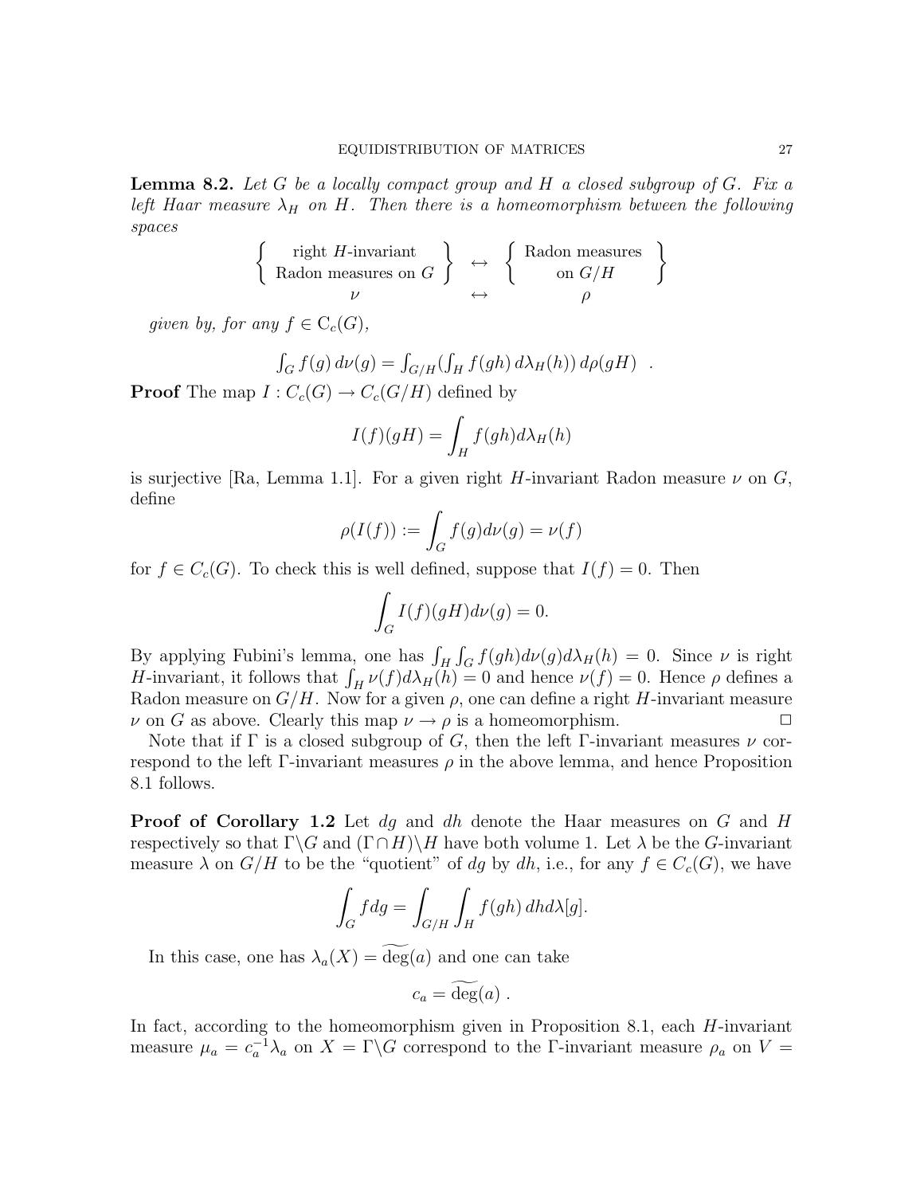**Lemma 8.2.** *Let $G$ be a locally compact group and $H$ a closed subgroup of $G$. Fix a left Haar measure $\lambda_H$ on $H$. Then there is a homeomorphism between the following spaces*

$$\left\{ \begin{array}{c} \text{right } H\text{-invariant} \\ \text{Radon measures on } G \end{array} \right\} \leftrightarrow \left\{ \begin{array}{c} \text{Radon measures} \\ \text{on } G/H \end{array} \right\}$$
$$\nu \leftrightarrow \rho$$

*given by, for any $f \in \mathrm{C}_c(G)$,*

$$\int_G f(g)\, d\nu(g) = \int_{G/H} \left( \int_H f(gh)\, d\lambda_H(h) \right) d\rho(gH) \quad .$$

**Proof** The map $I : C_c(G) \to C_c(G/H)$ defined by

$$I(f)(gH) = \int_H f(gh) d\lambda_H(h)$$

is surjective [Ra, Lemma 1.1]. For a given right $H$-invariant Radon measure $\nu$ on $G$, define

$$\rho(I(f)) := \int_G f(g) d\nu(g) = \nu(f)$$

for $f \in C_c(G)$. To check this is well defined, suppose that $I(f) = 0$. Then

$$\int_G I(f)(gH) d\nu(g) = 0.$$

By applying Fubini's lemma, one has $\int_H \int_G f(gh) d\nu(g) d\lambda_H(h) = 0$. Since $\nu$ is right $H$-invariant, it follows that $\int_H \nu(f) d\lambda_H(h) = 0$ and hence $\nu(f) = 0$. Hence $\rho$ defines a Radon measure on $G/H$. Now for a given $\rho$, one can define a right $H$-invariant measure $\nu$ on $G$ as above. Clearly this map $\nu \to \rho$ is a homeomorphism. $\square$

Note that if $\Gamma$ is a closed subgroup of $G$, then the left $\Gamma$-invariant measures $\nu$ correspond to the left $\Gamma$-invariant measures $\rho$ in the above lemma, and hence Proposition 8.1 follows.

**Proof of Corollary 1.2** Let $dg$ and $dh$ denote the Haar measures on $G$ and $H$ respectively so that $\Gamma\backslash G$ and $(\Gamma \cap H)\backslash H$ have both volume 1. Let $\lambda$ be the $G$-invariant measure $\lambda$ on $G/H$ to be the "quotient" of $dg$ by $dh$, i.e., for any $f \in C_c(G)$, we have

$$\int_G f dg = \int_{G/H} \int_H f(gh)\, dh d\lambda[g].$$

In this case, one has $\lambda_a(X) = \widetilde{\deg}(a)$ and one can take

$$c_a = \widetilde{\deg}(a)\ .$$

In fact, according to the homeomorphism given in Proposition 8.1, each $H$-invariant measure $\mu_a = c_a^{-1} \lambda_a$ on $X = \Gamma\backslash G$ correspond to the $\Gamma$-invariant measure $\rho_a$ on $V =$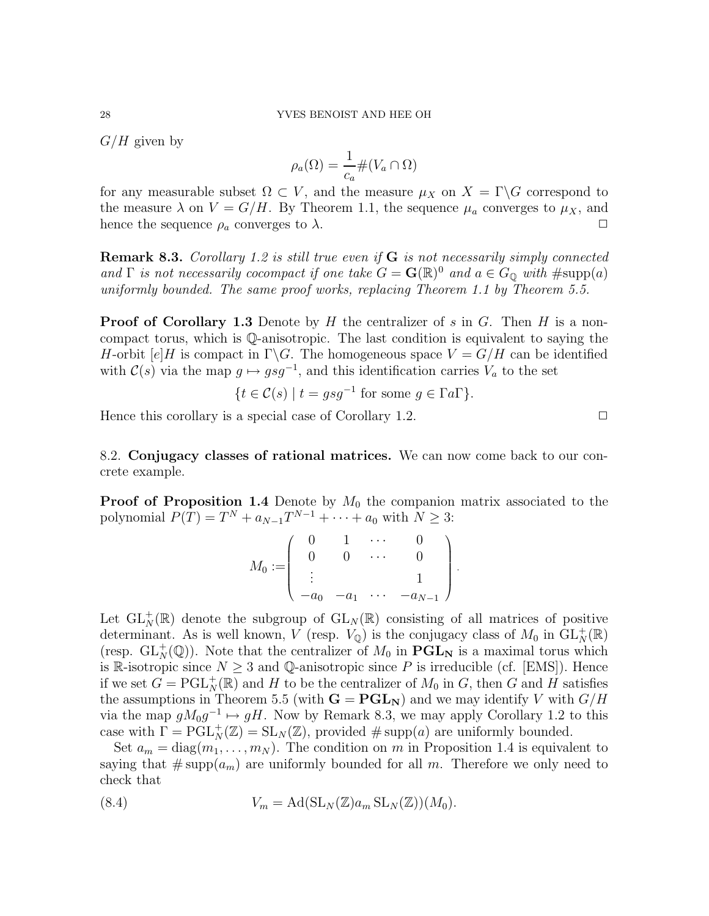$G/H$ given by

$$\rho_a(\Omega) = \frac{1}{c_a} \#(V_a \cap \Omega)$$

for any measurable subset $\Omega \subset V$, and the measure $\mu_X$ on $X = \Gamma\backslash G$ correspond to the measure $\lambda$ on $V = G/H$. By Theorem 1.1, the sequence $\mu_a$ converges to $\mu_X$, and hence the sequence $\rho_a$ converges to $\lambda$. $\square$

**Remark 8.3.** *Corollary 1.2 is still true even if* $\mathbf{G}$ *is not necessarily simply connected and* $\Gamma$ *is not necessarily cocompact if one take* $G = \mathbf{G}(\mathbb{R})^0$ *and* $a \in G_{\mathbb{Q}}$ *with* $\#\mathrm{supp}(a)$ *uniformly bounded. The same proof works, replacing Theorem 1.1 by Theorem 5.5.*

**Proof of Corollary 1.3** Denote by $H$ the centralizer of $s$ in $G$. Then $H$ is a non-compact torus, which is $\mathbb{Q}$-anisotropic. The last condition is equivalent to saying the $H$-orbit $[e]H$ is compact in $\Gamma\backslash G$. The homogeneous space $V = G/H$ can be identified with $\mathcal{C}(s)$ via the map $g \mapsto gsg^{-1}$, and this identification carries $V_a$ to the set

$$\{t \in \mathcal{C}(s) \mid t = gsg^{-1} \text{ for some } g \in \Gamma a \Gamma\}.$$

Hence this corollary is a special case of Corollary 1.2. $\square$

8.2. **Conjugacy classes of rational matrices.** We can now come back to our concrete example.

**Proof of Proposition 1.4** Denote by $M_0$ the companion matrix associated to the polynomial $P(T) = T^N + a_{N-1}T^{N-1} + \cdots + a_0$ with $N \geq 3$:

$$M_0 := \begin{pmatrix} 0 & 1 & \cdots & 0 \\ 0 & 0 & \cdots & 0 \\ \vdots & & & 1 \\ -a_0 & -a_1 & \cdots & -a_{N-1} \end{pmatrix}.$$

Let $\mathrm{GL}_N^+(\mathbb{R})$ denote the subgroup of $\mathrm{GL}_N(\mathbb{R})$ consisting of all matrices of positive determinant. As is well known, $V$ (resp. $V_{\mathbb{Q}}$) is the conjugacy class of $M_0$ in $\mathrm{GL}_N^+(\mathbb{R})$ (resp. $\mathrm{GL}_N^+(\mathbb{Q})$). Note that the centralizer of $M_0$ in $\mathbf{PGL_N}$ is a maximal torus which is $\mathbb{R}$-isotropic since $N \geq 3$ and $\mathbb{Q}$-anisotropic since $P$ is irreducible (cf. [EMS]). Hence if we set $G = \mathrm{PGL}_N^+(\mathbb{R})$ and $H$ to be the centralizer of $M_0$ in $G$, then $G$ and $H$ satisfies the assumptions in Theorem 5.5 (with $\mathbf{G} = \mathbf{PGL_N}$) and we may identify $V$ with $G/H$ via the map $gM_0g^{-1} \mapsto gH$. Now by Remark 8.3, we may apply Corollary 1.2 to this case with $\Gamma = \mathrm{PGL}_N^+(\mathbb{Z}) = \mathrm{SL}_N(\mathbb{Z})$, provided $\#\,\mathrm{supp}(a)$ are uniformly bounded.

Set $a_m = \mathrm{diag}(m_1, \ldots, m_N)$. The condition on $m$ in Proposition 1.4 is equivalent to saying that $\#\,\mathrm{supp}(a_m)$ are uniformly bounded for all $m$. Therefore we only need to check that

$$V_m = \mathrm{Ad}(\mathrm{SL}_N(\mathbb{Z})a_m\,\mathrm{SL}_N(\mathbb{Z}))(M_0). \tag{8.4}$$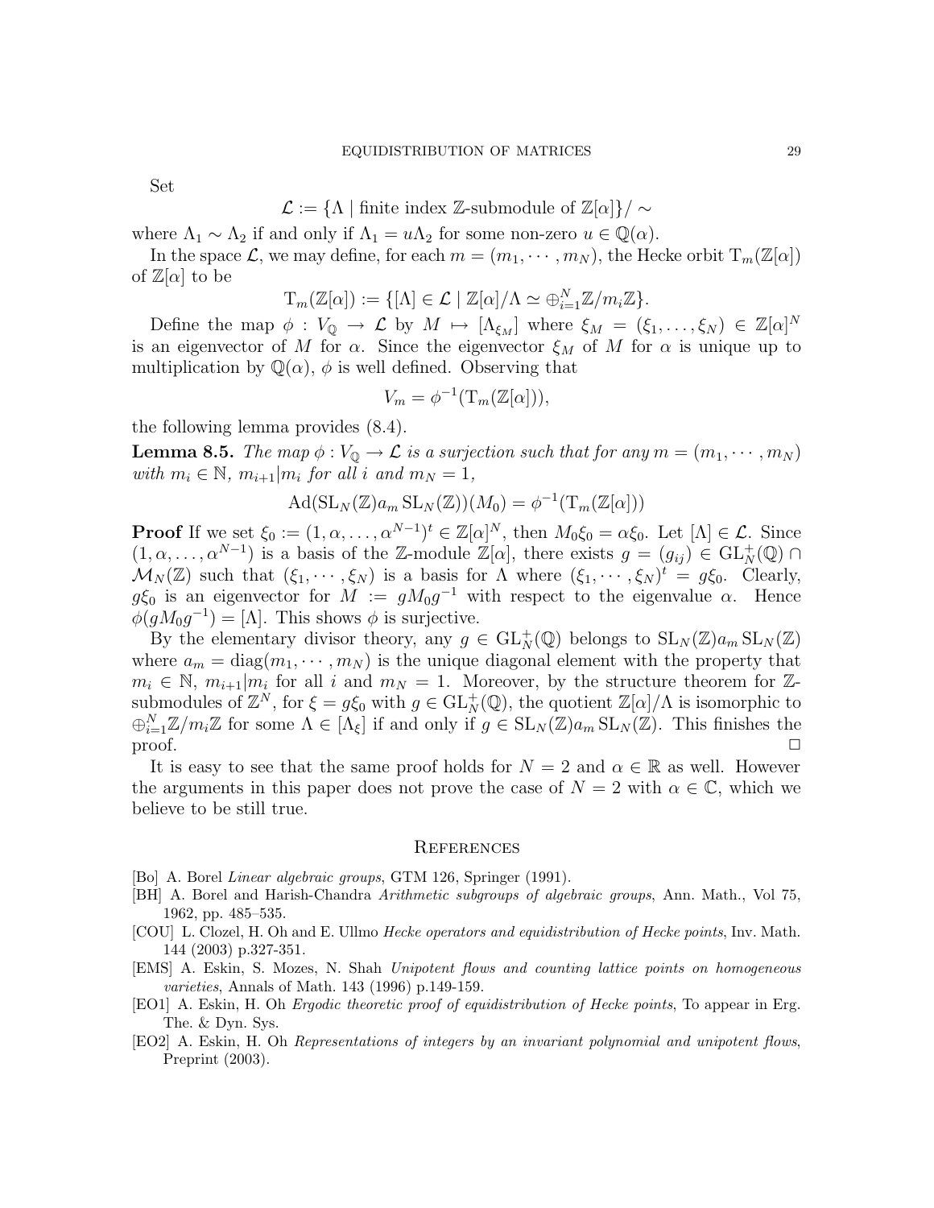Set

$$\mathcal{L} := \{\Lambda \mid \text{finite index } \mathbb{Z}\text{-submodule of } \mathbb{Z}[\alpha]\}/\sim$$

where $\Lambda_1 \sim \Lambda_2$ if and only if $\Lambda_1 = u\Lambda_2$ for some non-zero $u \in \mathbb{Q}(\alpha)$.

In the space $\mathcal{L}$, we may define, for each $m = (m_1, \cdots, m_N)$, the Hecke orbit $\mathrm{T}_m(\mathbb{Z}[\alpha])$ of $\mathbb{Z}[\alpha]$ to be

$$\mathrm{T}_m(\mathbb{Z}[\alpha]) := \{[\Lambda] \in \mathcal{L} \mid \mathbb{Z}[\alpha]/\Lambda \simeq \oplus_{i=1}^N \mathbb{Z}/m_i\mathbb{Z}\}.$$

Define the map $\phi : V_{\mathbb{Q}} \to \mathcal{L}$ by $M \mapsto [\Lambda_{\xi_M}]$ where $\xi_M = (\xi_1, \ldots, \xi_N) \in \mathbb{Z}[\alpha]^N$ is an eigenvector of $M$ for $\alpha$. Since the eigenvector $\xi_M$ of $M$ for $\alpha$ is unique up to multiplication by $\mathbb{Q}(\alpha)$, $\phi$ is well defined. Observing that

$$V_m = \phi^{-1}(\mathrm{T}_m(\mathbb{Z}[\alpha])),$$

the following lemma provides (8.4).

**Lemma 8.5.** *The map $\phi : V_{\mathbb{Q}} \to \mathcal{L}$ is a surjection such that for any $m = (m_1, \cdots, m_N)$ with $m_i \in \mathbb{N}$, $m_{i+1}|m_i$ for all $i$ and $m_N = 1$,*

$$\mathrm{Ad}(\mathrm{SL}_N(\mathbb{Z}) a_m \mathrm{SL}_N(\mathbb{Z}))(M_0) = \phi^{-1}(\mathrm{T}_m(\mathbb{Z}[\alpha]))$$

**Proof** If we set $\xi_0 := (1, \alpha, \ldots, \alpha^{N-1})^t \in \mathbb{Z}[\alpha]^N$, then $M_0\xi_0 = \alpha\xi_0$. Let $[\Lambda] \in \mathcal{L}$. Since $(1, \alpha, \ldots, \alpha^{N-1})$ is a basis of the $\mathbb{Z}$-module $\mathbb{Z}[\alpha]$, there exists $g = (g_{ij}) \in \mathrm{GL}_N^+(\mathbb{Q}) \cap \mathcal{M}_N(\mathbb{Z})$ such that $(\xi_1, \cdots, \xi_N)$ is a basis for $\Lambda$ where $(\xi_1, \cdots, \xi_N)^t = g\xi_0$. Clearly, $g\xi_0$ is an eigenvector for $M := gM_0g^{-1}$ with respect to the eigenvalue $\alpha$. Hence $\phi(gM_0g^{-1}) = [\Lambda]$. This shows $\phi$ is surjective.

By the elementary divisor theory, any $g \in \mathrm{GL}_N^+(\mathbb{Q})$ belongs to $\mathrm{SL}_N(\mathbb{Z}) a_m \mathrm{SL}_N(\mathbb{Z})$ where $a_m = \mathrm{diag}(m_1, \cdots, m_N)$ is the unique diagonal element with the property that $m_i \in \mathbb{N}$, $m_{i+1}|m_i$ for all $i$ and $m_N = 1$. Moreover, by the structure theorem for $\mathbb{Z}$-submodules of $\mathbb{Z}^N$, for $\xi = g\xi_0$ with $g \in \mathrm{GL}_N^+(\mathbb{Q})$, the quotient $\mathbb{Z}[\alpha]/\Lambda$ is isomorphic to $\oplus_{i=1}^N \mathbb{Z}/m_i\mathbb{Z}$ for some $\Lambda \in [\Lambda_\xi]$ if and only if $g \in \mathrm{SL}_N(\mathbb{Z}) a_m \mathrm{SL}_N(\mathbb{Z})$. This finishes the proof. $\square$

It is easy to see that the same proof holds for $N = 2$ and $\alpha \in \mathbb{R}$ as well. However the arguments in this paper does not prove the case of $N = 2$ with $\alpha \in \mathbb{C}$, which we believe to be still true.

## References

[Bo] A. Borel *Linear algebraic groups*, GTM 126, Springer (1991).

[BH] A. Borel and Harish-Chandra *Arithmetic subgroups of algebraic groups*, Ann. Math., Vol 75, 1962, pp. 485–535.

[COU] L. Clozel, H. Oh and E. Ullmo *Hecke operators and equidistribution of Hecke points*, Inv. Math. 144 (2003) p.327-351.

[EMS] A. Eskin, S. Mozes, N. Shah *Unipotent flows and counting lattice points on homogeneous varieties*, Annals of Math. 143 (1996) p.149-159.

[EO1] A. Eskin, H. Oh *Ergodic theoretic proof of equidistribution of Hecke points*, To appear in Erg. The. & Dyn. Sys.

[EO2] A. Eskin, H. Oh *Representations of integers by an invariant polynomial and unipotent flows*, Preprint (2003).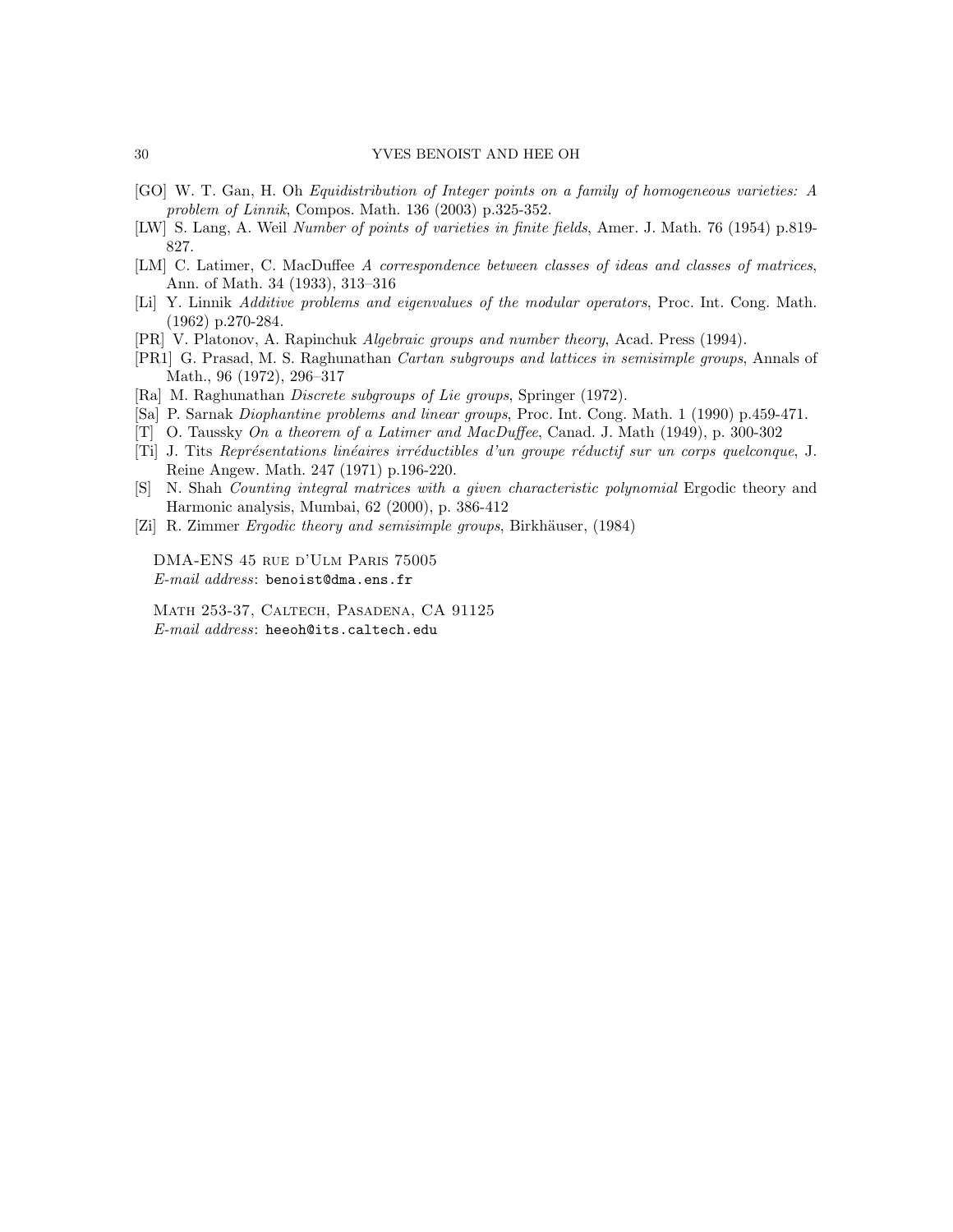[GO] W. T. Gan, H. Oh *Equidistribution of Integer points on a family of homogeneous varieties: A problem of Linnik*, Compos. Math. 136 (2003) p.325-352.

[LW] S. Lang, A. Weil *Number of points of varieties in finite fields*, Amer. J. Math. 76 (1954) p.819-827.

[LM] C. Latimer, C. MacDuffee *A correspondence between classes of ideals and classes of matrices*, Ann. of Math. 34 (1933), 313–316

[Li] Y. Linnik *Additive problems and eigenvalues of the modular operators*, Proc. Int. Cong. Math. (1962) p.270-284.

[PR] V. Platonov, A. Rapinchuk *Algebraic groups and number theory*, Acad. Press (1994).

[PR1] G. Prasad, M. S. Raghunathan *Cartan subgroups and lattices in semisimple groups*, Annals of Math., 96 (1972), 296–317

[Ra] M. Raghunathan *Discrete subgroups of Lie groups*, Springer (1972).

[Sa] P. Sarnak *Diophantine problems and linear groups*, Proc. Int. Cong. Math. 1 (1990) p.459-471.

[T] O. Taussky *On a theorem of a Latimer and MacDuffee*, Canad. J. Math (1949), p. 300-302

[Ti] J. Tits *Représentations linéaires irréductibles d'un groupe réductif sur un corps quelconque*, J. Reine Angew. Math. 247 (1971) p.196-220.

[S] N. Shah *Counting integral matrices with a given characteristic polynomial* Ergodic theory and Harmonic analysis, Mumbai, 62 (2000), p. 386-412

[Zi] R. Zimmer *Ergodic theory and semisimple groups*, Birkhäuser, (1984)

DMA-ENS 45 rue d'Ulm Paris 75005
*E-mail address*: benoist@dma.ens.fr

Math 253-37, Caltech, Pasadena, CA 91125
*E-mail address*: heeoh@its.caltech.edu